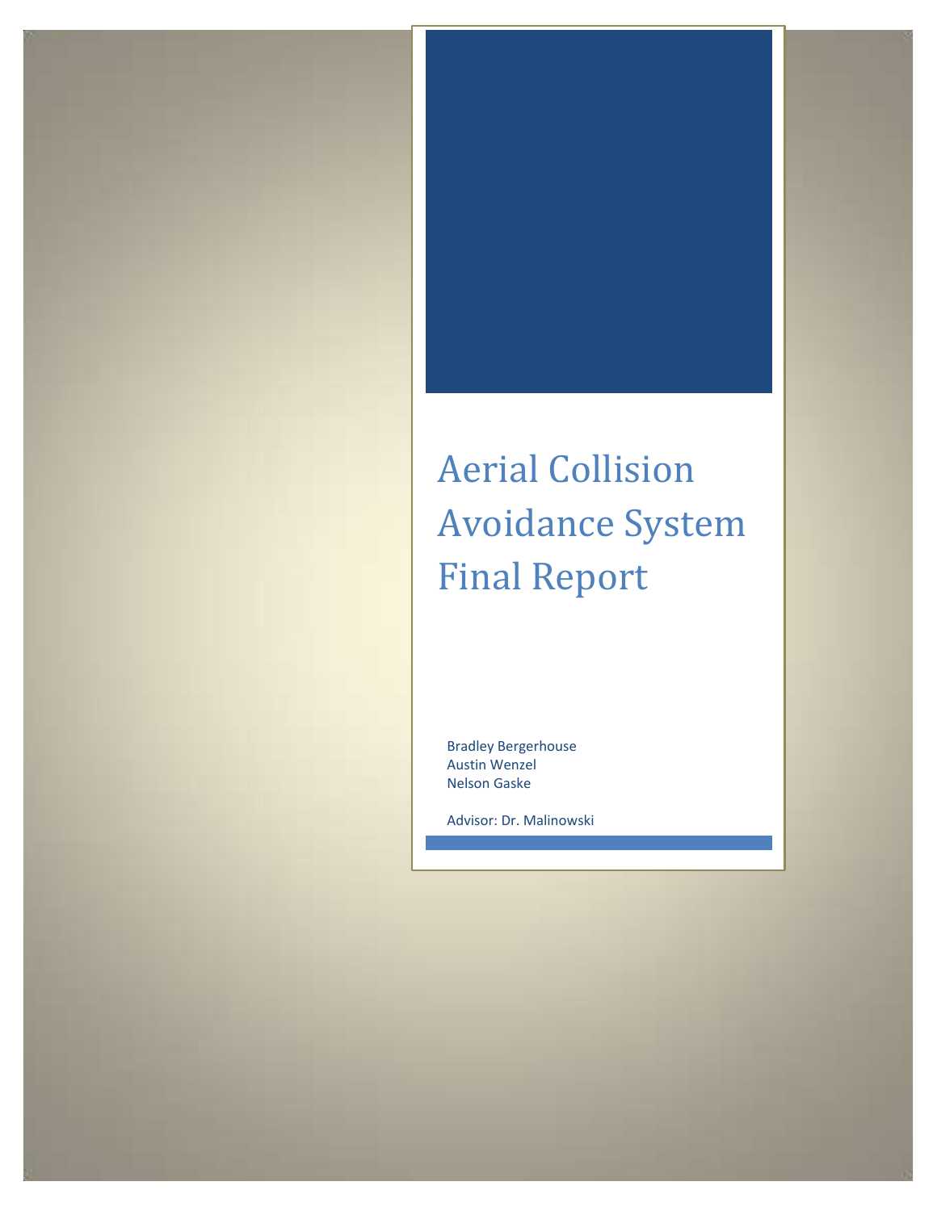# Aerial Collision Avoidance System Final Report

Bradley Bergerhouse
Austin Wenzel
Nelson Gaske

Advisor: Dr. Malinowski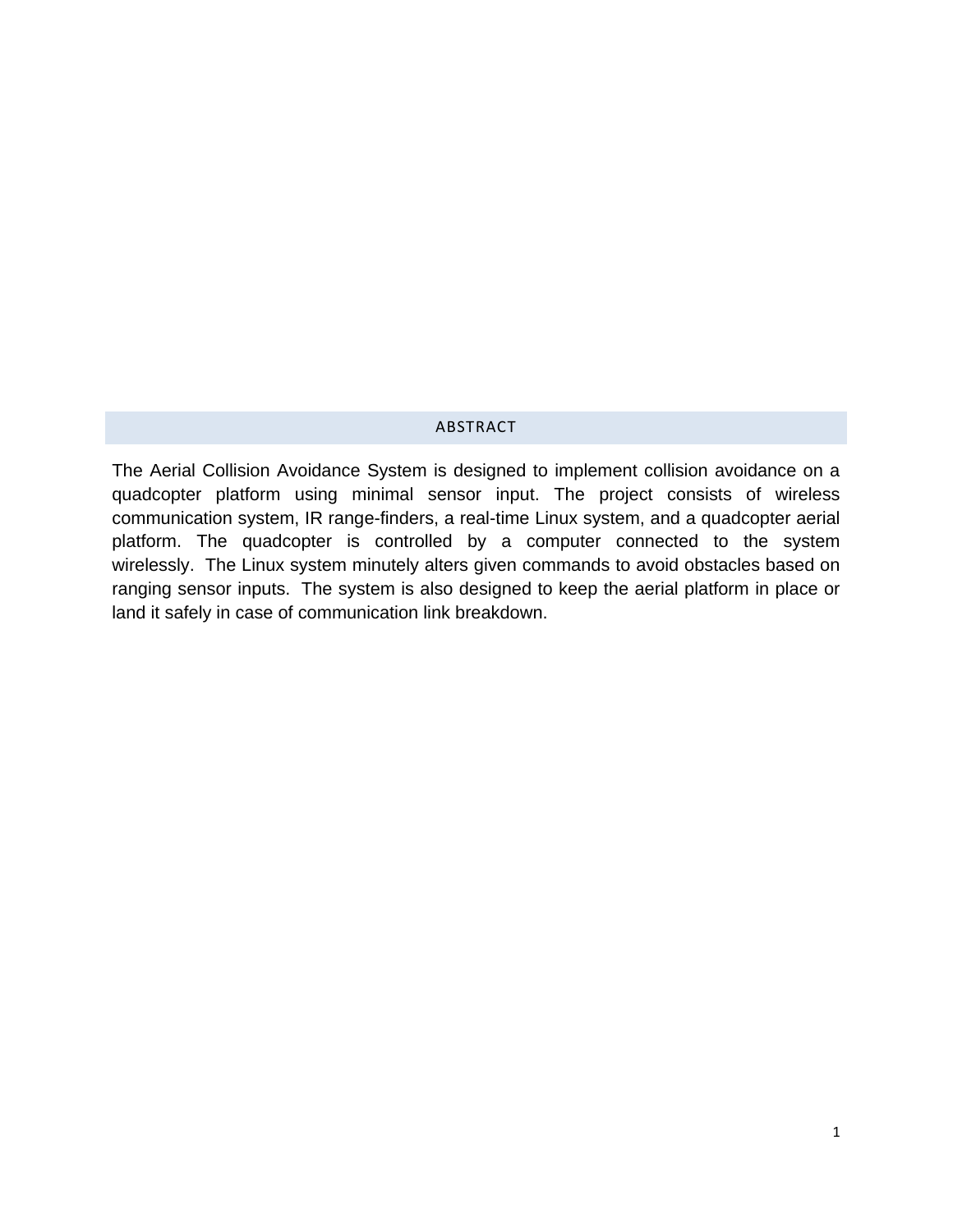## ABSTRACT

The Aerial Collision Avoidance System is designed to implement collision avoidance on a quadcopter platform using minimal sensor input. The project consists of wireless communication system, IR range-finders, a real-time Linux system, and a quadcopter aerial platform. The quadcopter is controlled by a computer connected to the system wirelessly. The Linux system minutely alters given commands to avoid obstacles based on ranging sensor inputs. The system is also designed to keep the aerial platform in place or land it safely in case of communication link breakdown.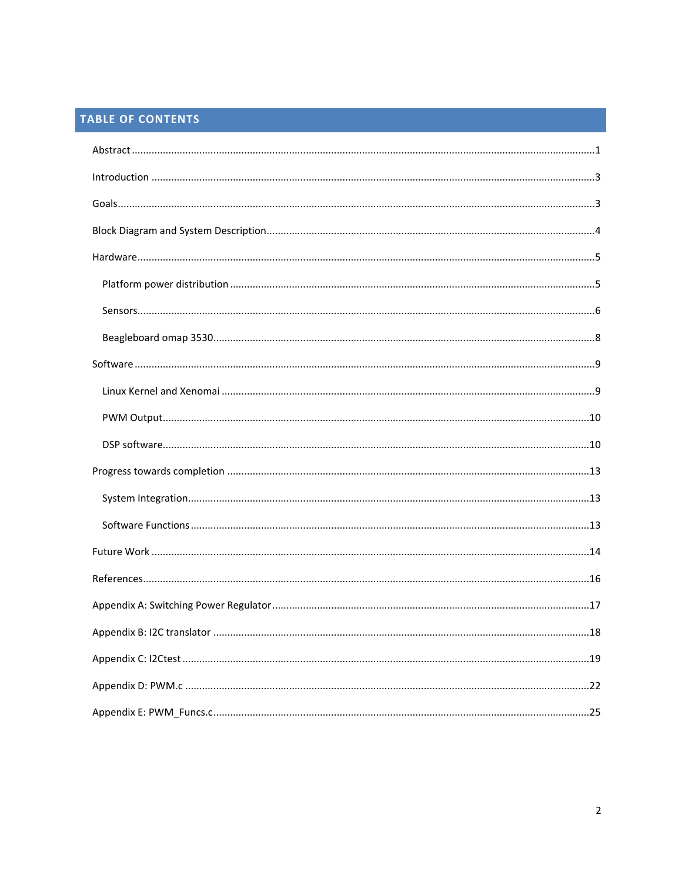## TABLE OF CONTENTS

Abstract ....................................................................................................................................................1

Introduction ..............................................................................................................................................3

Goals..........................................................................................................................................................3

Block Diagram and System Description....................................................................................................4

Hardware...................................................................................................................................................5

  Platform power distribution .................................................................................................................5

  Sensors....................................................................................................................................................6

  Beagleboard omap 3530.........................................................................................................................8

Software ....................................................................................................................................................9

  Linux Kernel and Xenomai ....................................................................................................................9

  PWM Output..........................................................................................................................................10

  DSP software.........................................................................................................................................10

Progress towards completion .................................................................................................................13

  System Integration................................................................................................................................13

  Software Functions ...............................................................................................................................13

Future Work .............................................................................................................................................14

References................................................................................................................................................16

Appendix A: Switching Power Regulator.................................................................................................17

Appendix B: I2C translator ......................................................................................................................18

Appendix C: I2Ctest .................................................................................................................................19

Appendix D: PWM.c ................................................................................................................................22

Appendix E: PWM_Funcs.c......................................................................................................................25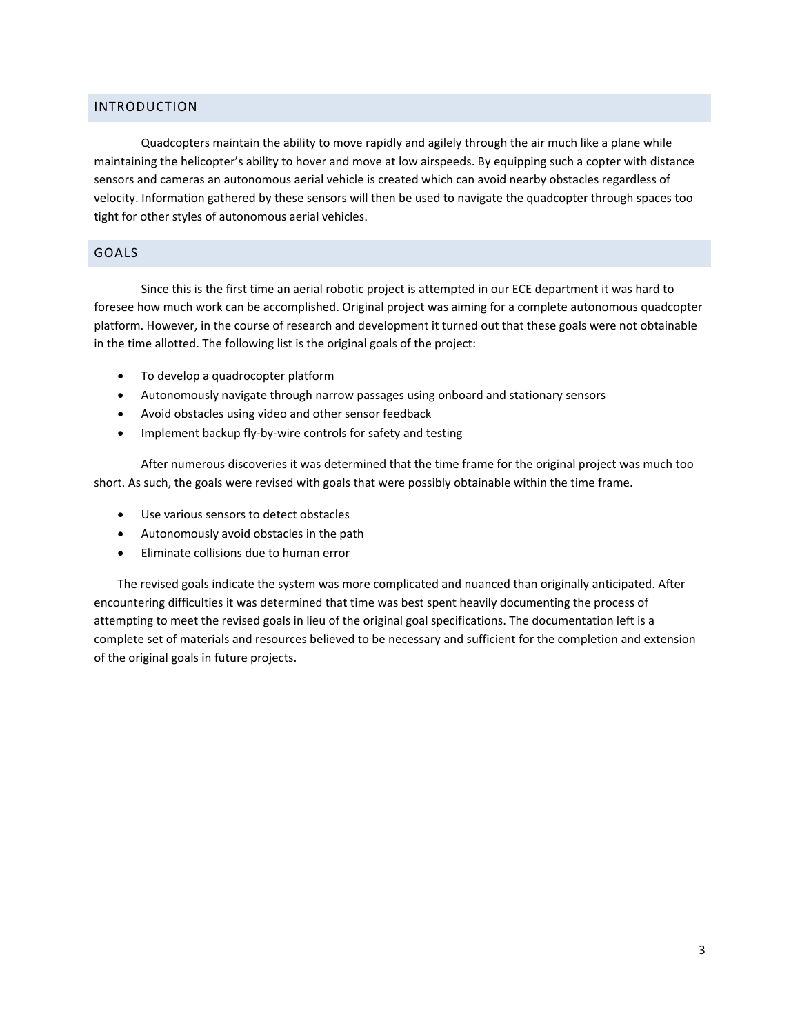## INTRODUCTION

Quadcopters maintain the ability to move rapidly and agilely through the air much like a plane while maintaining the helicopter's ability to hover and move at low airspeeds. By equipping such a copter with distance sensors and cameras an autonomous aerial vehicle is created which can avoid nearby obstacles regardless of velocity. Information gathered by these sensors will then be used to navigate the quadcopter through spaces too tight for other styles of autonomous aerial vehicles.

## GOALS

Since this is the first time an aerial robotic project is attempted in our ECE department it was hard to foresee how much work can be accomplished. Original project was aiming for a complete autonomous quadcopter platform. However, in the course of research and development it turned out that these goals were not obtainable in the time allotted. The following list is the original goals of the project:

- To develop a quadrocopter platform
- Autonomously navigate through narrow passages using onboard and stationary sensors
- Avoid obstacles using video and other sensor feedback
- Implement backup fly-by-wire controls for safety and testing

After numerous discoveries it was determined that the time frame for the original project was much too short. As such, the goals were revised with goals that were possibly obtainable within the time frame.

- Use various sensors to detect obstacles
- Autonomously avoid obstacles in the path
- Eliminate collisions due to human error

The revised goals indicate the system was more complicated and nuanced than originally anticipated. After encountering difficulties it was determined that time was best spent heavily documenting the process of attempting to meet the revised goals in lieu of the original goal specifications. The documentation left is a complete set of materials and resources believed to be necessary and sufficient for the completion and extension of the original goals in future projects.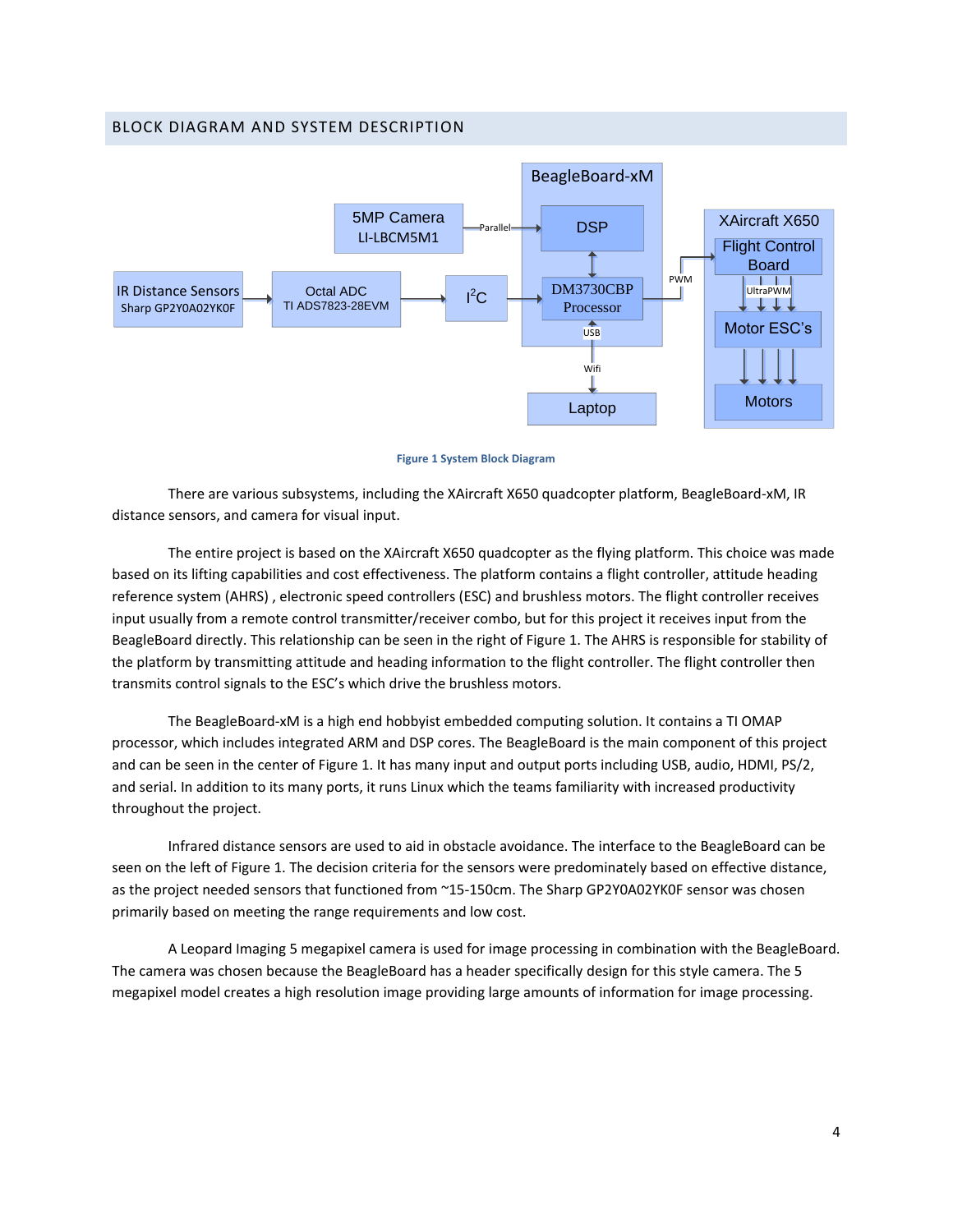## BLOCK DIAGRAM AND SYSTEM DESCRIPTION

Figure 1 System Block Diagram

There are various subsystems, including the XAircraft X650 quadcopter platform, BeagleBoard-xM, IR distance sensors, and camera for visual input.

The entire project is based on the XAircraft X650 quadcopter as the flying platform. This choice was made based on its lifting capabilities and cost effectiveness. The platform contains a flight controller, attitude heading reference system (AHRS) , electronic speed controllers (ESC) and brushless motors. The flight controller receives input usually from a remote control transmitter/receiver combo, but for this project it receives input from the BeagleBoard directly. This relationship can be seen in the right of Figure 1. The AHRS is responsible for stability of the platform by transmitting attitude and heading information to the flight controller. The flight controller then transmits control signals to the ESC's which drive the brushless motors.

The BeagleBoard-xM is a high end hobbyist embedded computing solution. It contains a TI OMAP processor, which includes integrated ARM and DSP cores. The BeagleBoard is the main component of this project and can be seen in the center of Figure 1. It has many input and output ports including USB, audio, HDMI, PS/2, and serial. In addition to its many ports, it runs Linux which the teams familiarity with increased productivity throughout the project.

Infrared distance sensors are used to aid in obstacle avoidance. The interface to the BeagleBoard can be seen on the left of Figure 1. The decision criteria for the sensors were predominately based on effective distance, as the project needed sensors that functioned from ~15-150cm. The Sharp GP2Y0A02YK0F sensor was chosen primarily based on meeting the range requirements and low cost.

A Leopard Imaging 5 megapixel camera is used for image processing in combination with the BeagleBoard. The camera was chosen because the BeagleBoard has a header specifically design for this style camera. The 5 megapixel model creates a high resolution image providing large amounts of information for image processing.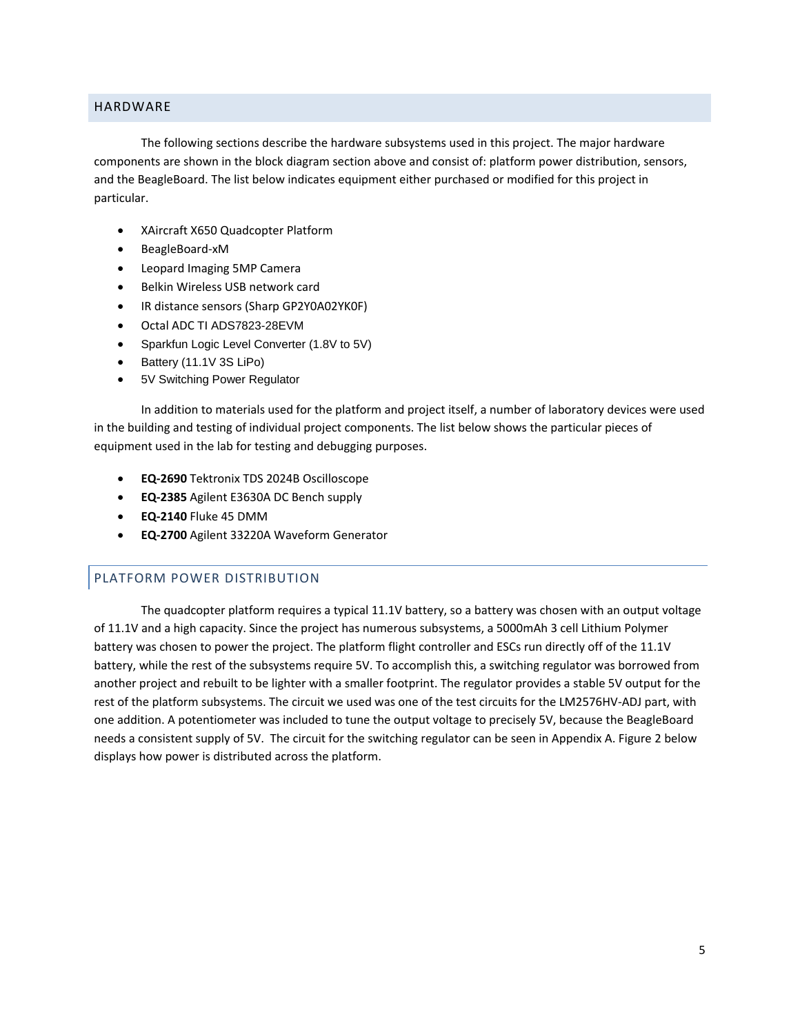## HARDWARE

The following sections describe the hardware subsystems used in this project. The major hardware components are shown in the block diagram section above and consist of: platform power distribution, sensors, and the BeagleBoard. The list below indicates equipment either purchased or modified for this project in particular.

- XAircraft X650 Quadcopter Platform
- BeagleBoard-xM
- Leopard Imaging 5MP Camera
- Belkin Wireless USB network card
- IR distance sensors (Sharp GP2Y0A02YK0F)
- Octal ADC TI ADS7823-28EVM
- Sparkfun Logic Level Converter (1.8V to 5V)
- Battery (11.1V 3S LiPo)
- 5V Switching Power Regulator

In addition to materials used for the platform and project itself, a number of laboratory devices were used in the building and testing of individual project components. The list below shows the particular pieces of equipment used in the lab for testing and debugging purposes.

- **EQ-2690** Tektronix TDS 2024B Oscilloscope
- **EQ-2385** Agilent E3630A DC Bench supply
- **EQ-2140** Fluke 45 DMM
- **EQ-2700** Agilent 33220A Waveform Generator

### PLATFORM POWER DISTRIBUTION

The quadcopter platform requires a typical 11.1V battery, so a battery was chosen with an output voltage of 11.1V and a high capacity. Since the project has numerous subsystems, a 5000mAh 3 cell Lithium Polymer battery was chosen to power the project. The platform flight controller and ESCs run directly off of the 11.1V battery, while the rest of the subsystems require 5V. To accomplish this, a switching regulator was borrowed from another project and rebuilt to be lighter with a smaller footprint. The regulator provides a stable 5V output for the rest of the platform subsystems. The circuit we used was one of the test circuits for the LM2576HV-ADJ part, with one addition. A potentiometer was included to tune the output voltage to precisely 5V, because the BeagleBoard needs a consistent supply of 5V. The circuit for the switching regulator can be seen in Appendix A. Figure 2 below displays how power is distributed across the platform.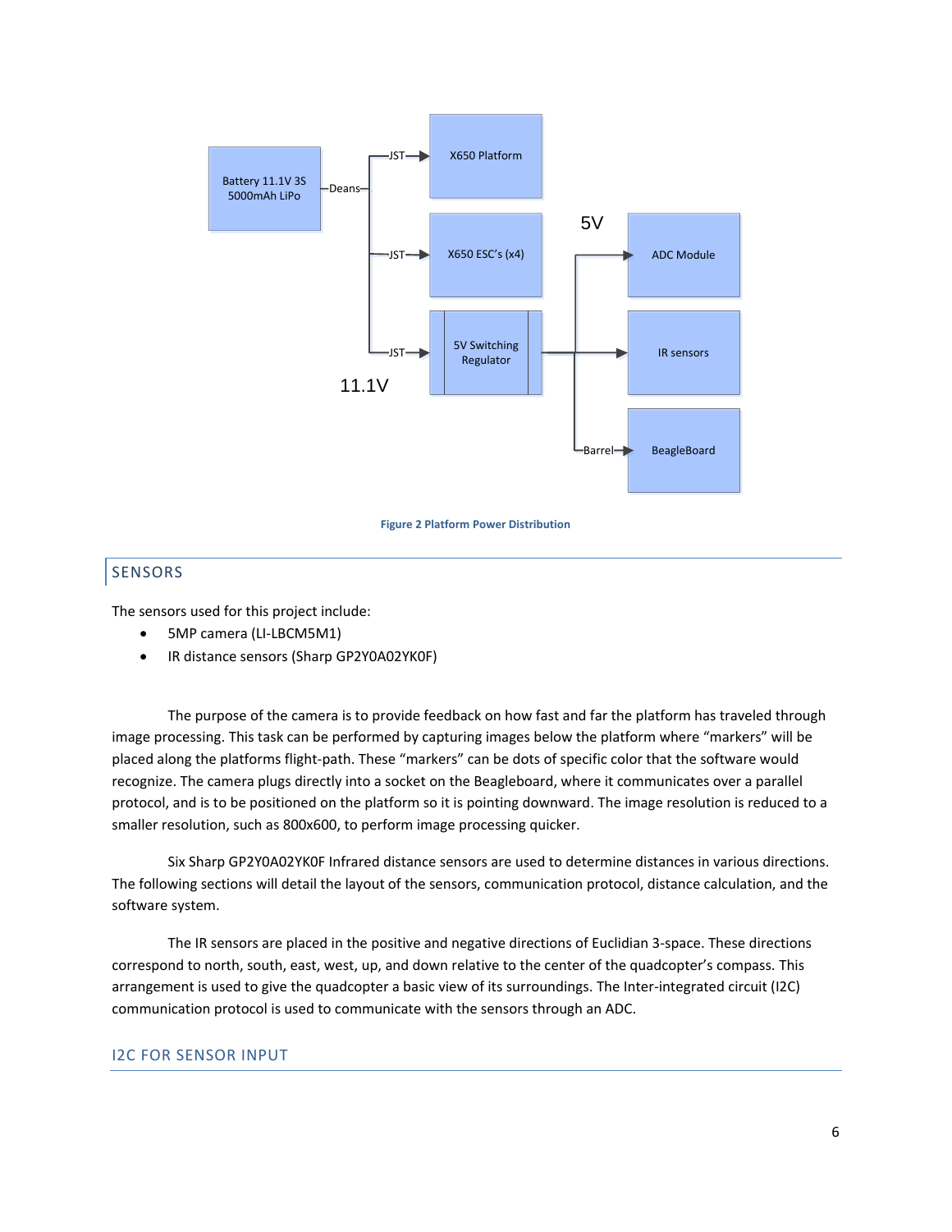Figure 2 Platform Power Distribution

## SENSORS

The sensors used for this project include:

- 5MP camera (LI-LBCM5M1)
- IR distance sensors (Sharp GP2Y0A02YK0F)

The purpose of the camera is to provide feedback on how fast and far the platform has traveled through image processing. This task can be performed by capturing images below the platform where "markers" will be placed along the platforms flight-path. These "markers" can be dots of specific color that the software would recognize. The camera plugs directly into a socket on the Beagleboard, where it communicates over a parallel protocol, and is to be positioned on the platform so it is pointing downward. The image resolution is reduced to a smaller resolution, such as 800x600, to perform image processing quicker.

Six Sharp GP2Y0A02YK0F Infrared distance sensors are used to determine distances in various directions. The following sections will detail the layout of the sensors, communication protocol, distance calculation, and the software system.

The IR sensors are placed in the positive and negative directions of Euclidian 3-space. These directions correspond to north, south, east, west, up, and down relative to the center of the quadcopter's compass. This arrangement is used to give the quadcopter a basic view of its surroundings. The Inter-integrated circuit (I2C) communication protocol is used to communicate with the sensors through an ADC.

### I2C FOR SENSOR INPUT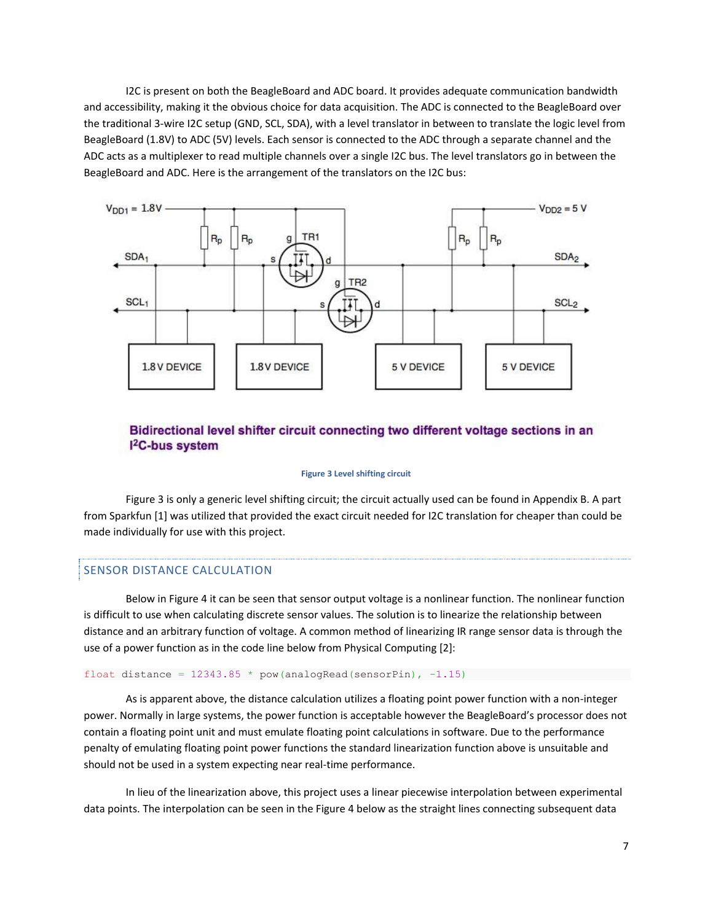I2C is present on both the BeagleBoard and ADC board. It provides adequate communication bandwidth and accessibility, making it the obvious choice for data acquisition. The ADC is connected to the BeagleBoard over the traditional 3-wire I2C setup (GND, SCL, SDA), with a level translator in between to translate the logic level from BeagleBoard (1.8V) to ADC (5V) levels. Each sensor is connected to the ADC through a separate channel and the ADC acts as a multiplexer to read multiple channels over a single I2C bus. The level translators go in between the BeagleBoard and ADC. Here is the arrangement of the translators on the I2C bus:

**Bidirectional level shifter circuit connecting two different voltage sections in an I²C-bus system**

Figure 3 Level shifting circuit

Figure 3 is only a generic level shifting circuit; the circuit actually used can be found in Appendix B. A part from Sparkfun [1] was utilized that provided the exact circuit needed for I2C translation for cheaper than could be made individually for use with this project.

## SENSOR DISTANCE CALCULATION

Below in Figure 4 it can be seen that sensor output voltage is a nonlinear function. The nonlinear function is difficult to use when calculating discrete sensor values. The solution is to linearize the relationship between distance and an arbitrary function of voltage. A common method of linearizing IR range sensor data is through the use of a power function as in the code line below from Physical Computing [2]:

```
float distance = 12343.85 * pow(analogRead(sensorPin), -1.15)
```

As is apparent above, the distance calculation utilizes a floating point power function with a non-integer power. Normally in large systems, the power function is acceptable however the BeagleBoard's processor does not contain a floating point unit and must emulate floating point calculations in software. Due to the performance penalty of emulating floating point power functions the standard linearization function above is unsuitable and should not be used in a system expecting near real-time performance.

In lieu of the linearization above, this project uses a linear piecewise interpolation between experimental data points. The interpolation can be seen in the Figure 4 below as the straight lines connecting subsequent data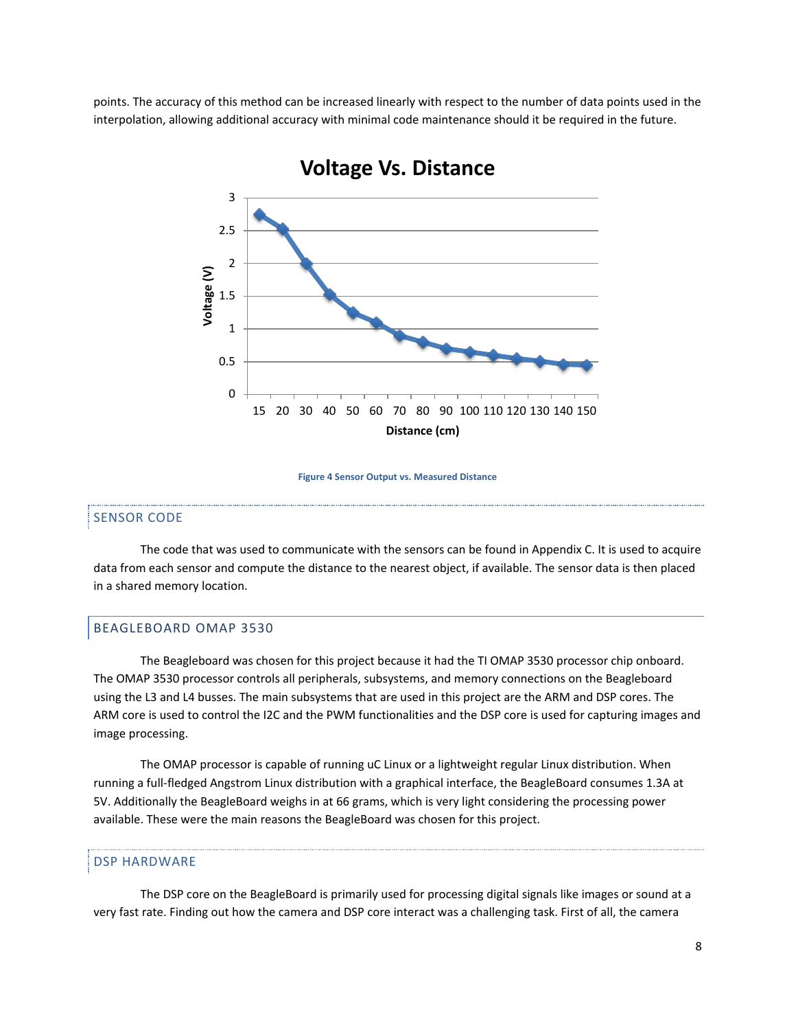points. The accuracy of this method can be increased linearly with respect to the number of data points used in the interpolation, allowing additional accuracy with minimal code maintenance should it be required in the future.

Figure 4 Sensor Output vs. Measured Distance

## SENSOR CODE

The code that was used to communicate with the sensors can be found in Appendix C. It is used to acquire data from each sensor and compute the distance to the nearest object, if available. The sensor data is then placed in a shared memory location.

## BEAGLEBOARD OMAP 3530

The Beagleboard was chosen for this project because it had the TI OMAP 3530 processor chip onboard. The OMAP 3530 processor controls all peripherals, subsystems, and memory connections on the Beagleboard using the L3 and L4 busses. The main subsystems that are used in this project are the ARM and DSP cores. The ARM core is used to control the I2C and the PWM functionalities and the DSP core is used for capturing images and image processing.

The OMAP processor is capable of running uC Linux or a lightweight regular Linux distribution. When running a full-fledged Angstrom Linux distribution with a graphical interface, the BeagleBoard consumes 1.3A at 5V. Additionally the BeagleBoard weighs in at 66 grams, which is very light considering the processing power available. These were the main reasons the BeagleBoard was chosen for this project.

## DSP HARDWARE

The DSP core on the BeagleBoard is primarily used for processing digital signals like images or sound at a very fast rate. Finding out how the camera and DSP core interact was a challenging task. First of all, the camera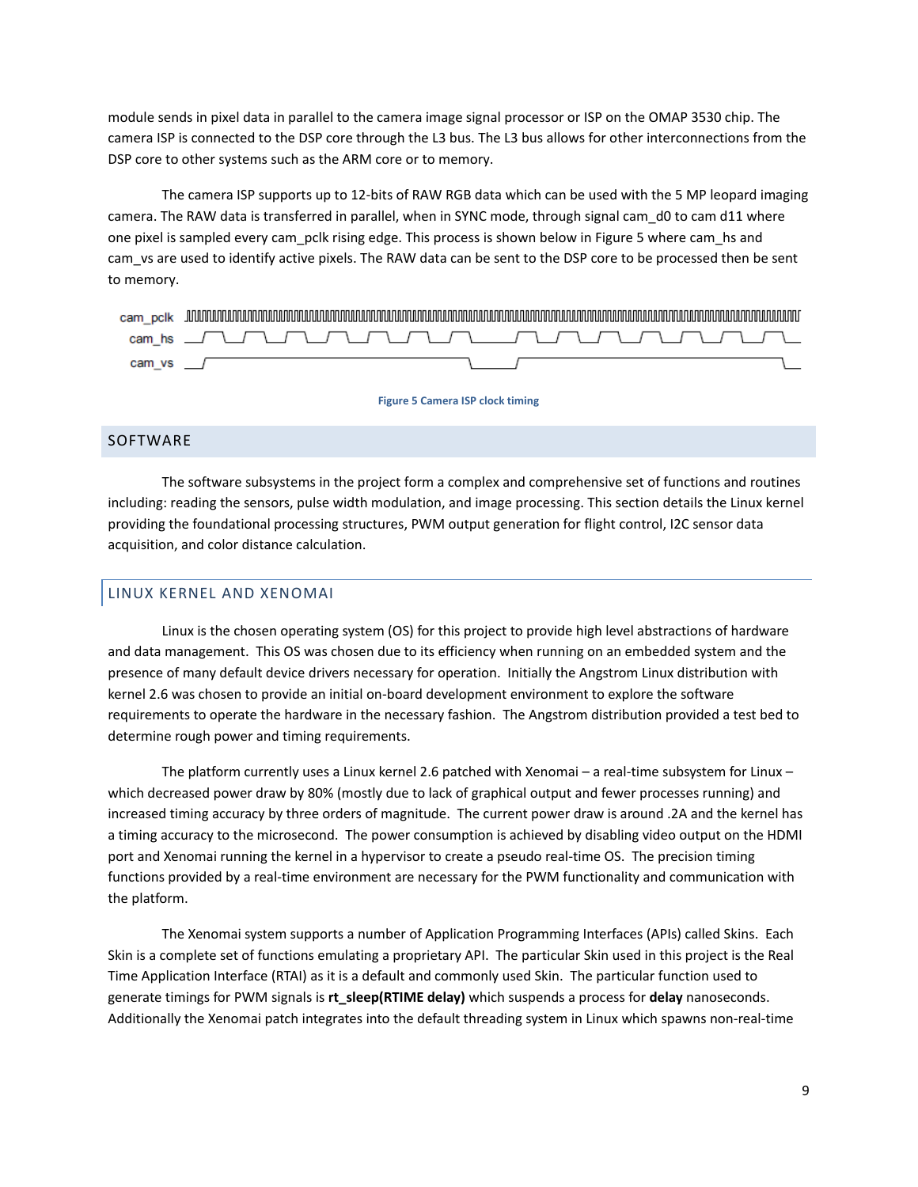module sends in pixel data in parallel to the camera image signal processor or ISP on the OMAP 3530 chip. The camera ISP is connected to the DSP core through the L3 bus. The L3 bus allows for other interconnections from the DSP core to other systems such as the ARM core or to memory.

The camera ISP supports up to 12-bits of RAW RGB data which can be used with the 5 MP leopard imaging camera. The RAW data is transferred in parallel, when in SYNC mode, through signal cam_d0 to cam d11 where one pixel is sampled every cam_pclk rising edge. This process is shown below in Figure 5 where cam_hs and cam_vs are used to identify active pixels. The RAW data can be sent to the DSP core to be processed then be sent to memory.

Figure 5 Camera ISP clock timing

## SOFTWARE

The software subsystems in the project form a complex and comprehensive set of functions and routines including: reading the sensors, pulse width modulation, and image processing. This section details the Linux kernel providing the foundational processing structures, PWM output generation for flight control, I2C sensor data acquisition, and color distance calculation.

### LINUX KERNEL AND XENOMAI

Linux is the chosen operating system (OS) for this project to provide high level abstractions of hardware and data management. This OS was chosen due to its efficiency when running on an embedded system and the presence of many default device drivers necessary for operation. Initially the Angstrom Linux distribution with kernel 2.6 was chosen to provide an initial on-board development environment to explore the software requirements to operate the hardware in the necessary fashion. The Angstrom distribution provided a test bed to determine rough power and timing requirements.

The platform currently uses a Linux kernel 2.6 patched with Xenomai – a real-time subsystem for Linux – which decreased power draw by 80% (mostly due to lack of graphical output and fewer processes running) and increased timing accuracy by three orders of magnitude. The current power draw is around .2A and the kernel has a timing accuracy to the microsecond. The power consumption is achieved by disabling video output on the HDMI port and Xenomai running the kernel in a hypervisor to create a pseudo real-time OS. The precision timing functions provided by a real-time environment are necessary for the PWM functionality and communication with the platform.

The Xenomai system supports a number of Application Programming Interfaces (APIs) called Skins. Each Skin is a complete set of functions emulating a proprietary API. The particular Skin used in this project is the Real Time Application Interface (RTAI) as it is a default and commonly used Skin. The particular function used to generate timings for PWM signals is **rt_sleep(RTIME delay)** which suspends a process for **delay** nanoseconds. Additionally the Xenomai patch integrates into the default threading system in Linux which spawns non-real-time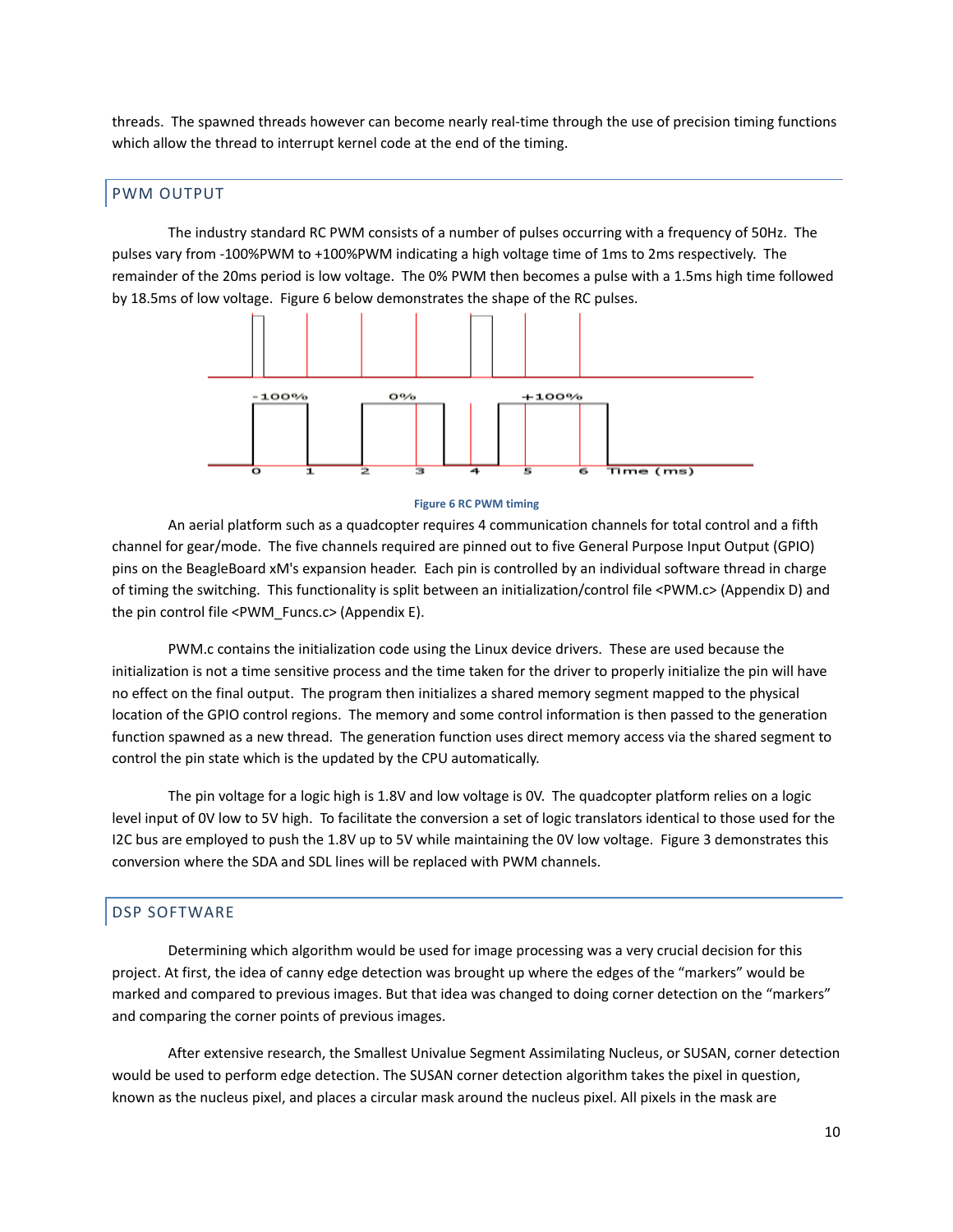threads. The spawned threads however can become nearly real-time through the use of precision timing functions which allow the thread to interrupt kernel code at the end of the timing.

## PWM OUTPUT

The industry standard RC PWM consists of a number of pulses occurring with a frequency of 50Hz. The pulses vary from -100%PWM to +100%PWM indicating a high voltage time of 1ms to 2ms respectively. The remainder of the 20ms period is low voltage. The 0% PWM then becomes a pulse with a 1.5ms high time followed by 18.5ms of low voltage. Figure 6 below demonstrates the shape of the RC pulses.

Figure 6 RC PWM timing

An aerial platform such as a quadcopter requires 4 communication channels for total control and a fifth channel for gear/mode. The five channels required are pinned out to five General Purpose Input Output (GPIO) pins on the BeagleBoard xM's expansion header. Each pin is controlled by an individual software thread in charge of timing the switching. This functionality is split between an initialization/control file <PWM.c> (Appendix D) and the pin control file <PWM_Funcs.c> (Appendix E).

PWM.c contains the initialization code using the Linux device drivers. These are used because the initialization is not a time sensitive process and the time taken for the driver to properly initialize the pin will have no effect on the final output. The program then initializes a shared memory segment mapped to the physical location of the GPIO control regions. The memory and some control information is then passed to the generation function spawned as a new thread. The generation function uses direct memory access via the shared segment to control the pin state which is the updated by the CPU automatically.

The pin voltage for a logic high is 1.8V and low voltage is 0V. The quadcopter platform relies on a logic level input of 0V low to 5V high. To facilitate the conversion a set of logic translators identical to those used for the I2C bus are employed to push the 1.8V up to 5V while maintaining the 0V low voltage. Figure 3 demonstrates this conversion where the SDA and SDL lines will be replaced with PWM channels.

## DSP SOFTWARE

Determining which algorithm would be used for image processing was a very crucial decision for this project. At first, the idea of canny edge detection was brought up where the edges of the "markers" would be marked and compared to previous images. But that idea was changed to doing corner detection on the "markers" and comparing the corner points of previous images.

After extensive research, the Smallest Univalue Segment Assimilating Nucleus, or SUSAN, corner detection would be used to perform edge detection. The SUSAN corner detection algorithm takes the pixel in question, known as the nucleus pixel, and places a circular mask around the nucleus pixel. All pixels in the mask are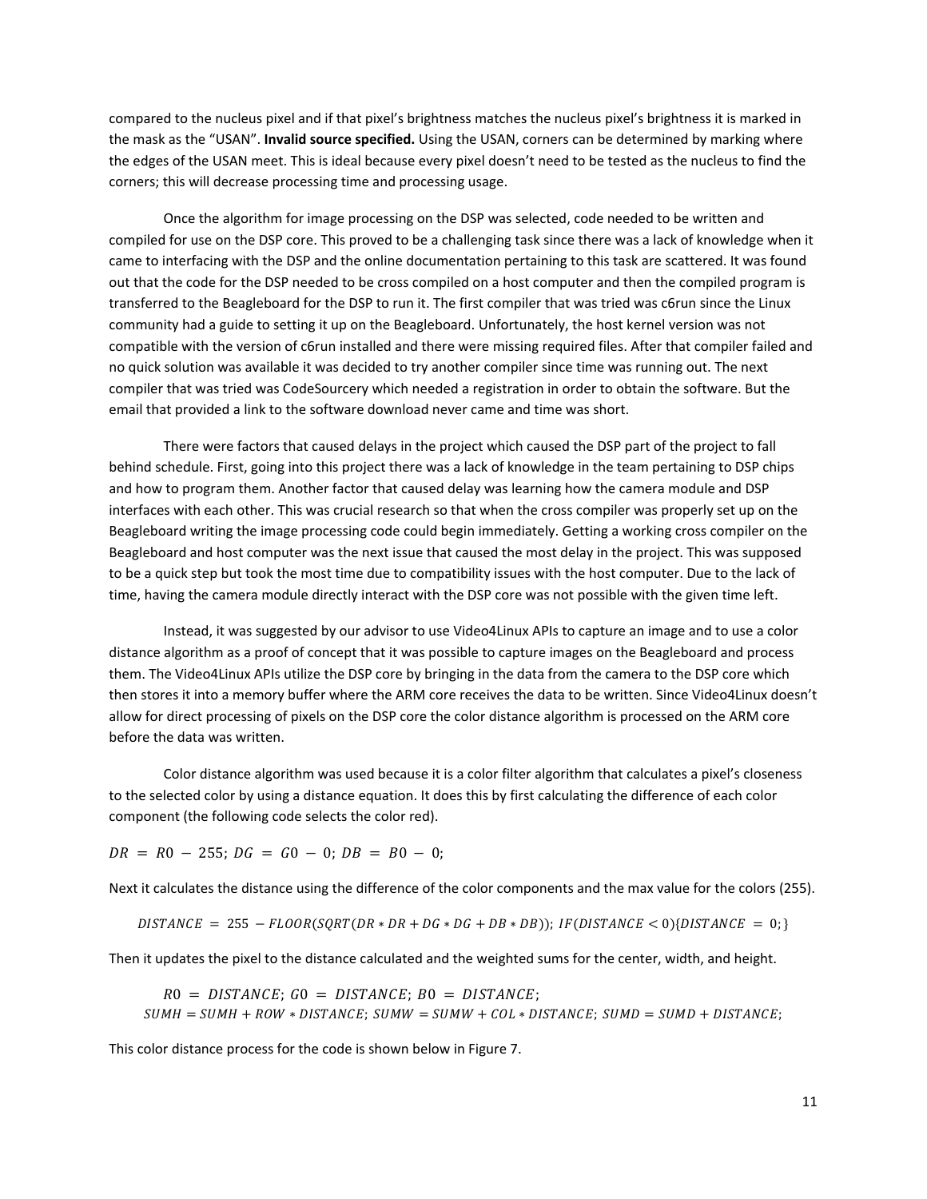compared to the nucleus pixel and if that pixel's brightness matches the nucleus pixel's brightness it is marked in the mask as the "USAN". **Invalid source specified.** Using the USAN, corners can be determined by marking where the edges of the USAN meet. This is ideal because every pixel doesn't need to be tested as the nucleus to find the corners; this will decrease processing time and processing usage.

Once the algorithm for image processing on the DSP was selected, code needed to be written and compiled for use on the DSP core. This proved to be a challenging task since there was a lack of knowledge when it came to interfacing with the DSP and the online documentation pertaining to this task are scattered. It was found out that the code for the DSP needed to be cross compiled on a host computer and then the compiled program is transferred to the Beagleboard for the DSP to run it. The first compiler that was tried was c6run since the Linux community had a guide to setting it up on the Beagleboard. Unfortunately, the host kernel version was not compatible with the version of c6run installed and there were missing required files. After that compiler failed and no quick solution was available it was decided to try another compiler since time was running out. The next compiler that was tried was CodeSourcery which needed a registration in order to obtain the software. But the email that provided a link to the software download never came and time was short.

There were factors that caused delays in the project which caused the DSP part of the project to fall behind schedule. First, going into this project there was a lack of knowledge in the team pertaining to DSP chips and how to program them. Another factor that caused delay was learning how the camera module and DSP interfaces with each other. This was crucial research so that when the cross compiler was properly set up on the Beagleboard writing the image processing code could begin immediately. Getting a working cross compiler on the Beagleboard and host computer was the next issue that caused the most delay in the project. This was supposed to be a quick step but took the most time due to compatibility issues with the host computer. Due to the lack of time, having the camera module directly interact with the DSP core was not possible with the given time left.

Instead, it was suggested by our advisor to use Video4Linux APIs to capture an image and to use a color distance algorithm as a proof of concept that it was possible to capture images on the Beagleboard and process them. The Video4Linux APIs utilize the DSP core by bringing in the data from the camera to the DSP core which then stores it into a memory buffer where the ARM core receives the data to be written. Since Video4Linux doesn't allow for direct processing of pixels on the DSP core the color distance algorithm is processed on the ARM core before the data was written.

Color distance algorithm was used because it is a color filter algorithm that calculates a pixel's closeness to the selected color by using a distance equation. It does this by first calculating the difference of each color component (the following code selects the color red).

$$DR = R0 - 255;\ DG = G0 - 0;\ DB = B0 - 0;$$

Next it calculates the distance using the difference of the color components and the max value for the colors (255).

$$DISTANCE = 255 - FLOOR(SQRT(DR * DR + DG * DG + DB * DB));\ IF(DISTANCE < 0)\{DISTANCE = 0;\}$$

Then it updates the pixel to the distance calculated and the weighted sums for the center, width, and height.

$$R0 = DISTANCE;\ G0 = DISTANCE;\ B0 = DISTANCE;$$
$$SUMH = SUMH + ROW * DISTANCE;\ SUMW = SUMW + COL * DISTANCE;\ SUMD = SUMD + DISTANCE;$$

This color distance process for the code is shown below in Figure 7.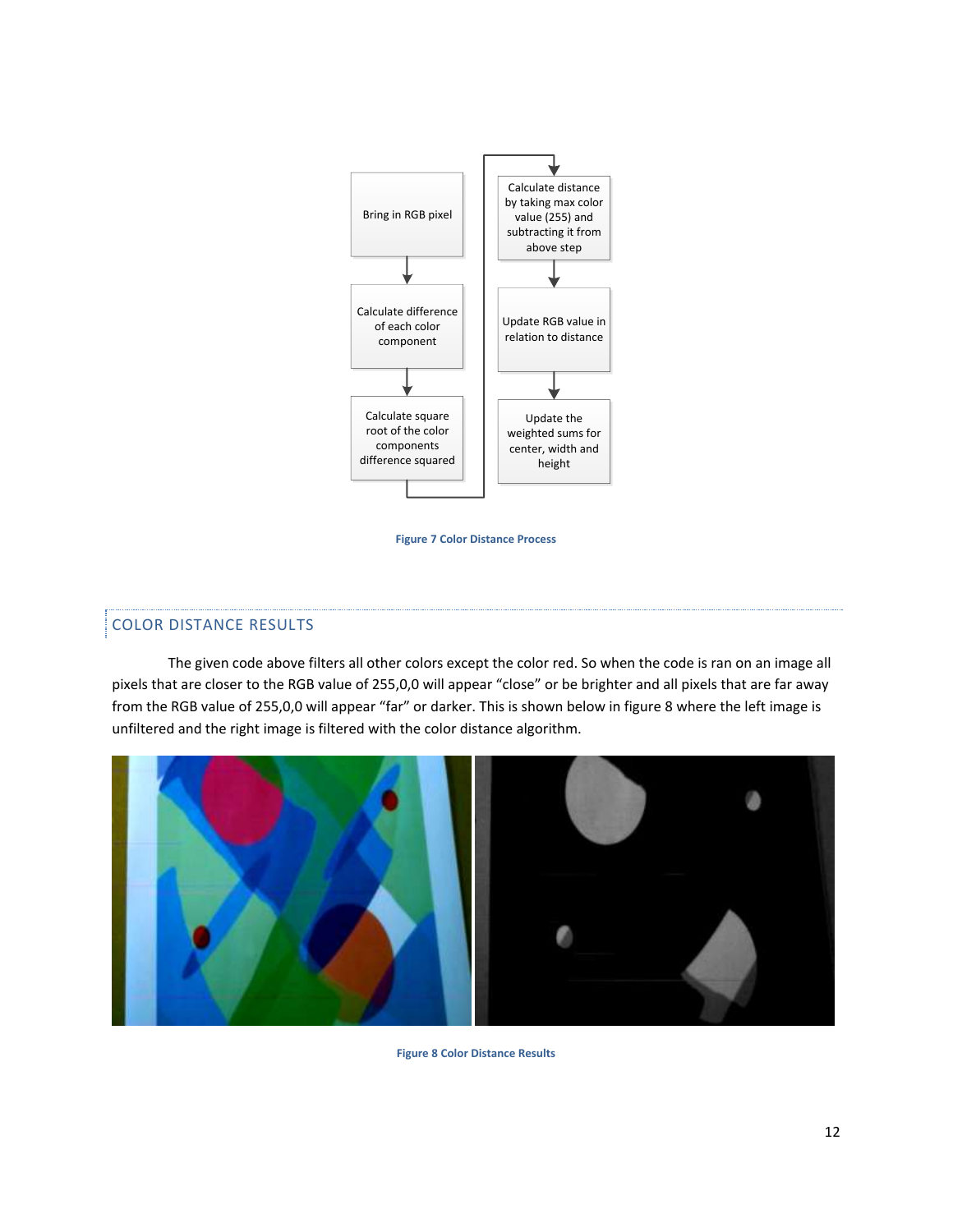Bring in RGB pixel → Calculate difference of each color component → Calculate square root of the color components difference squared → Calculate distance by taking max color value (255) and subtracting it from above step → Update RGB value in relation to distance → Update the weighted sums for center, width and height

Figure 7 Color Distance Process

## COLOR DISTANCE RESULTS

The given code above filters all other colors except the color red. So when the code is ran on an image all pixels that are closer to the RGB value of 255,0,0 will appear "close" or be brighter and all pixels that are far away from the RGB value of 255,0,0 will appear "far" or darker. This is shown below in figure 8 where the left image is unfiltered and the right image is filtered with the color distance algorithm.

Figure 8 Color Distance Results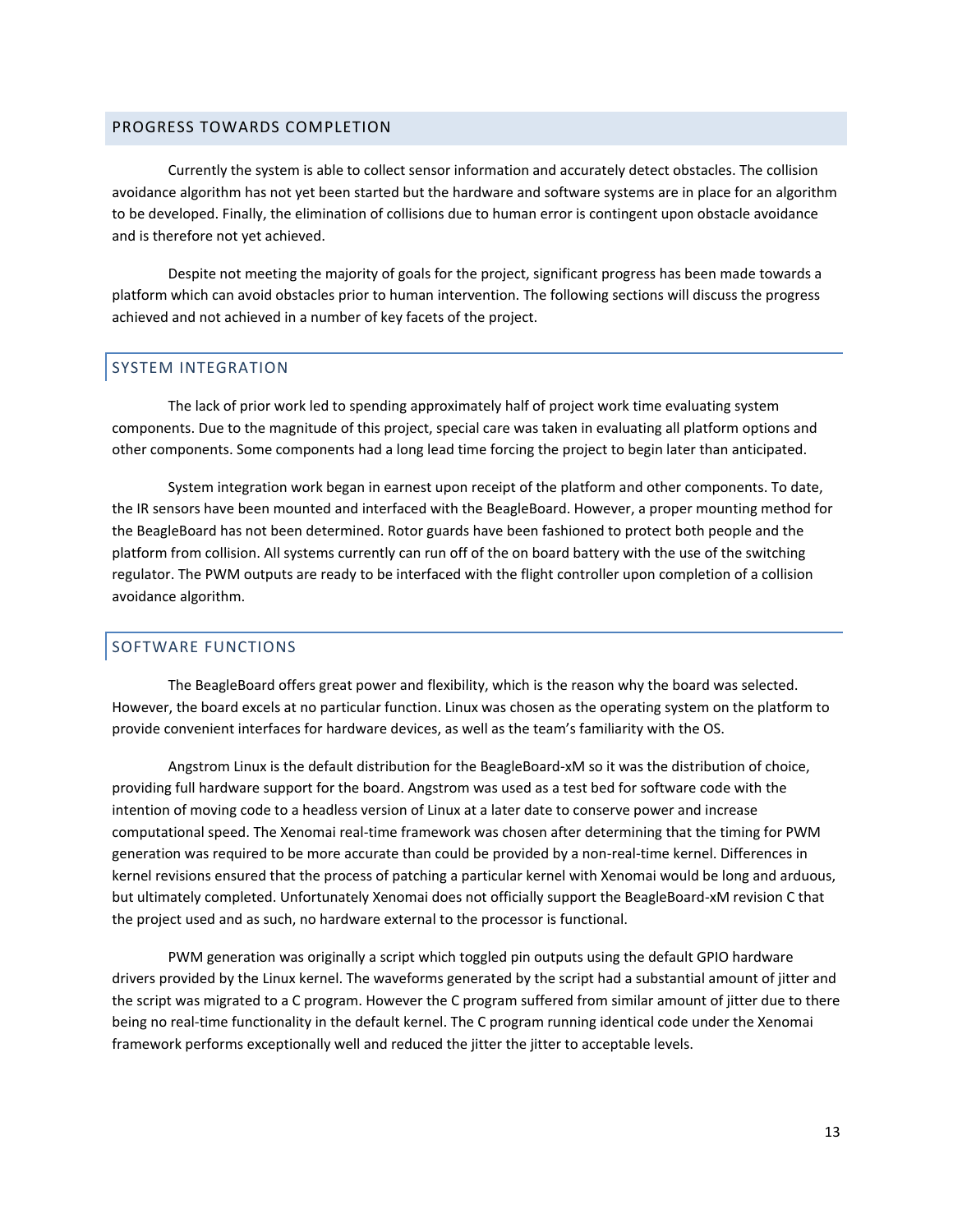## PROGRESS TOWARDS COMPLETION

Currently the system is able to collect sensor information and accurately detect obstacles. The collision avoidance algorithm has not yet been started but the hardware and software systems are in place for an algorithm to be developed. Finally, the elimination of collisions due to human error is contingent upon obstacle avoidance and is therefore not yet achieved.

Despite not meeting the majority of goals for the project, significant progress has been made towards a platform which can avoid obstacles prior to human intervention. The following sections will discuss the progress achieved and not achieved in a number of key facets of the project.

### SYSTEM INTEGRATION

The lack of prior work led to spending approximately half of project work time evaluating system components. Due to the magnitude of this project, special care was taken in evaluating all platform options and other components. Some components had a long lead time forcing the project to begin later than anticipated.

System integration work began in earnest upon receipt of the platform and other components. To date, the IR sensors have been mounted and interfaced with the BeagleBoard. However, a proper mounting method for the BeagleBoard has not been determined. Rotor guards have been fashioned to protect both people and the platform from collision. All systems currently can run off of the on board battery with the use of the switching regulator. The PWM outputs are ready to be interfaced with the flight controller upon completion of a collision avoidance algorithm.

### SOFTWARE FUNCTIONS

The BeagleBoard offers great power and flexibility, which is the reason why the board was selected. However, the board excels at no particular function. Linux was chosen as the operating system on the platform to provide convenient interfaces for hardware devices, as well as the team's familiarity with the OS.

Angstrom Linux is the default distribution for the BeagleBoard-xM so it was the distribution of choice, providing full hardware support for the board. Angstrom was used as a test bed for software code with the intention of moving code to a headless version of Linux at a later date to conserve power and increase computational speed. The Xenomai real-time framework was chosen after determining that the timing for PWM generation was required to be more accurate than could be provided by a non-real-time kernel. Differences in kernel revisions ensured that the process of patching a particular kernel with Xenomai would be long and arduous, but ultimately completed. Unfortunately Xenomai does not officially support the BeagleBoard-xM revision C that the project used and as such, no hardware external to the processor is functional.

PWM generation was originally a script which toggled pin outputs using the default GPIO hardware drivers provided by the Linux kernel. The waveforms generated by the script had a substantial amount of jitter and the script was migrated to a C program. However the C program suffered from similar amount of jitter due to there being no real-time functionality in the default kernel. The C program running identical code under the Xenomai framework performs exceptionally well and reduced the jitter the jitter to acceptable levels.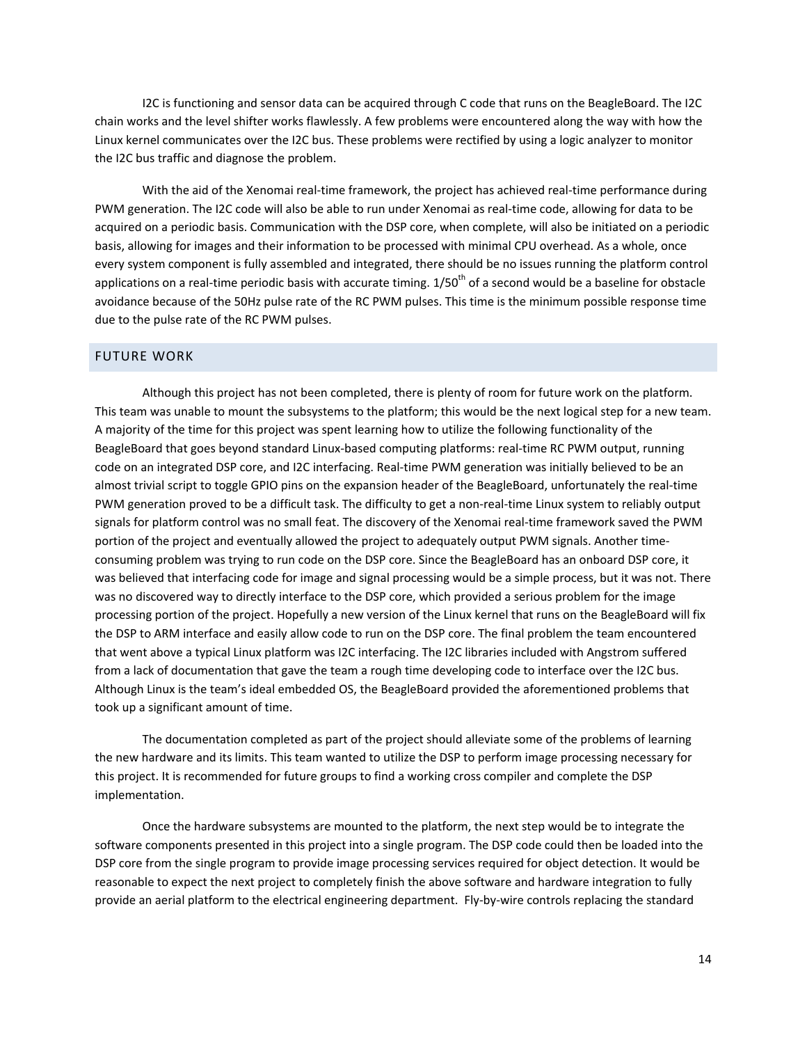I2C is functioning and sensor data can be acquired through C code that runs on the BeagleBoard. The I2C chain works and the level shifter works flawlessly. A few problems were encountered along the way with how the Linux kernel communicates over the I2C bus. These problems were rectified by using a logic analyzer to monitor the I2C bus traffic and diagnose the problem.

With the aid of the Xenomai real-time framework, the project has achieved real-time performance during PWM generation. The I2C code will also be able to run under Xenomai as real-time code, allowing for data to be acquired on a periodic basis. Communication with the DSP core, when complete, will also be initiated on a periodic basis, allowing for images and their information to be processed with minimal CPU overhead. As a whole, once every system component is fully assembled and integrated, there should be no issues running the platform control applications on a real-time periodic basis with accurate timing. $1/50^{th}$ of a second would be a baseline for obstacle avoidance because of the 50Hz pulse rate of the RC PWM pulses. This time is the minimum possible response time due to the pulse rate of the RC PWM pulses.

## FUTURE WORK

Although this project has not been completed, there is plenty of room for future work on the platform. This team was unable to mount the subsystems to the platform; this would be the next logical step for a new team. A majority of the time for this project was spent learning how to utilize the following functionality of the BeagleBoard that goes beyond standard Linux-based computing platforms: real-time RC PWM output, running code on an integrated DSP core, and I2C interfacing. Real-time PWM generation was initially believed to be an almost trivial script to toggle GPIO pins on the expansion header of the BeagleBoard, unfortunately the real-time PWM generation proved to be a difficult task. The difficulty to get a non-real-time Linux system to reliably output signals for platform control was no small feat. The discovery of the Xenomai real-time framework saved the PWM portion of the project and eventually allowed the project to adequately output PWM signals. Another time-consuming problem was trying to run code on the DSP core. Since the BeagleBoard has an onboard DSP core, it was believed that interfacing code for image and signal processing would be a simple process, but it was not. There was no discovered way to directly interface to the DSP core, which provided a serious problem for the image processing portion of the project. Hopefully a new version of the Linux kernel that runs on the BeagleBoard will fix the DSP to ARM interface and easily allow code to run on the DSP core. The final problem the team encountered that went above a typical Linux platform was I2C interfacing. The I2C libraries included with Angstrom suffered from a lack of documentation that gave the team a rough time developing code to interface over the I2C bus. Although Linux is the team's ideal embedded OS, the BeagleBoard provided the aforementioned problems that took up a significant amount of time.

The documentation completed as part of the project should alleviate some of the problems of learning the new hardware and its limits. This team wanted to utilize the DSP to perform image processing necessary for this project. It is recommended for future groups to find a working cross compiler and complete the DSP implementation.

Once the hardware subsystems are mounted to the platform, the next step would be to integrate the software components presented in this project into a single program. The DSP code could then be loaded into the DSP core from the single program to provide image processing services required for object detection. It would be reasonable to expect the next project to completely finish the above software and hardware integration to fully provide an aerial platform to the electrical engineering department. Fly-by-wire controls replacing the standard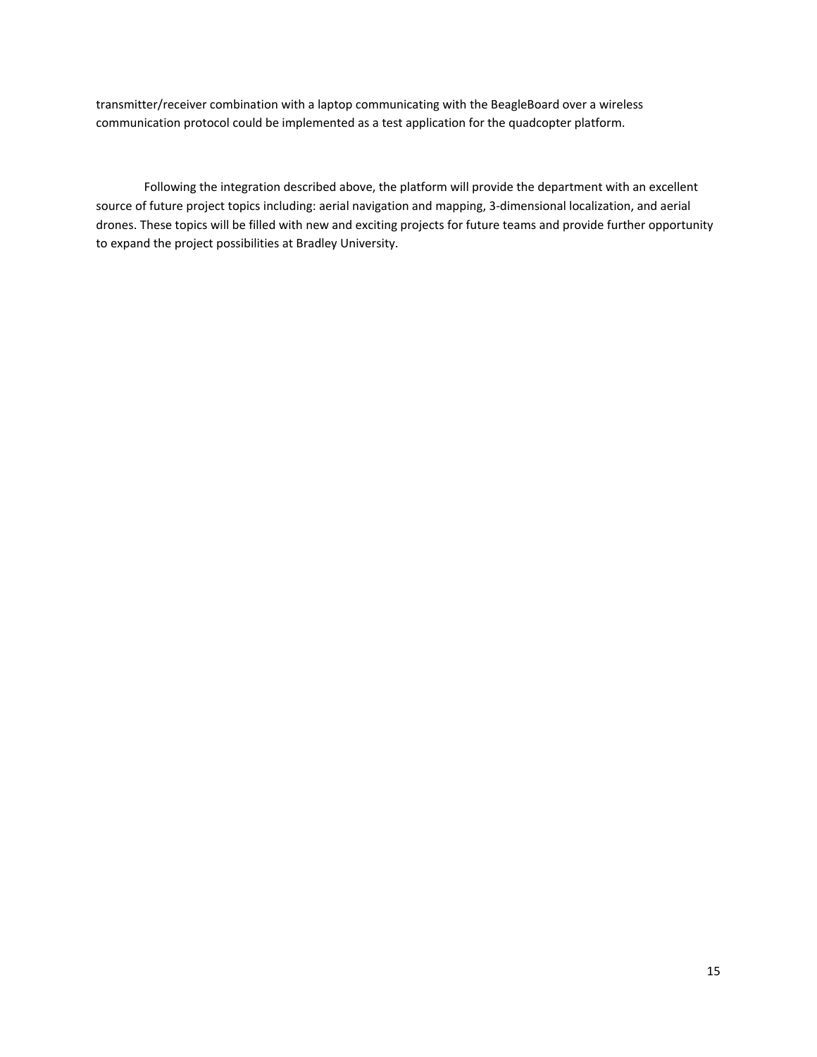transmitter/receiver combination with a laptop communicating with the BeagleBoard over a wireless communication protocol could be implemented as a test application for the quadcopter platform.

Following the integration described above, the platform will provide the department with an excellent source of future project topics including: aerial navigation and mapping, 3-dimensional localization, and aerial drones. These topics will be filled with new and exciting projects for future teams and provide further opportunity to expand the project possibilities at Bradley University.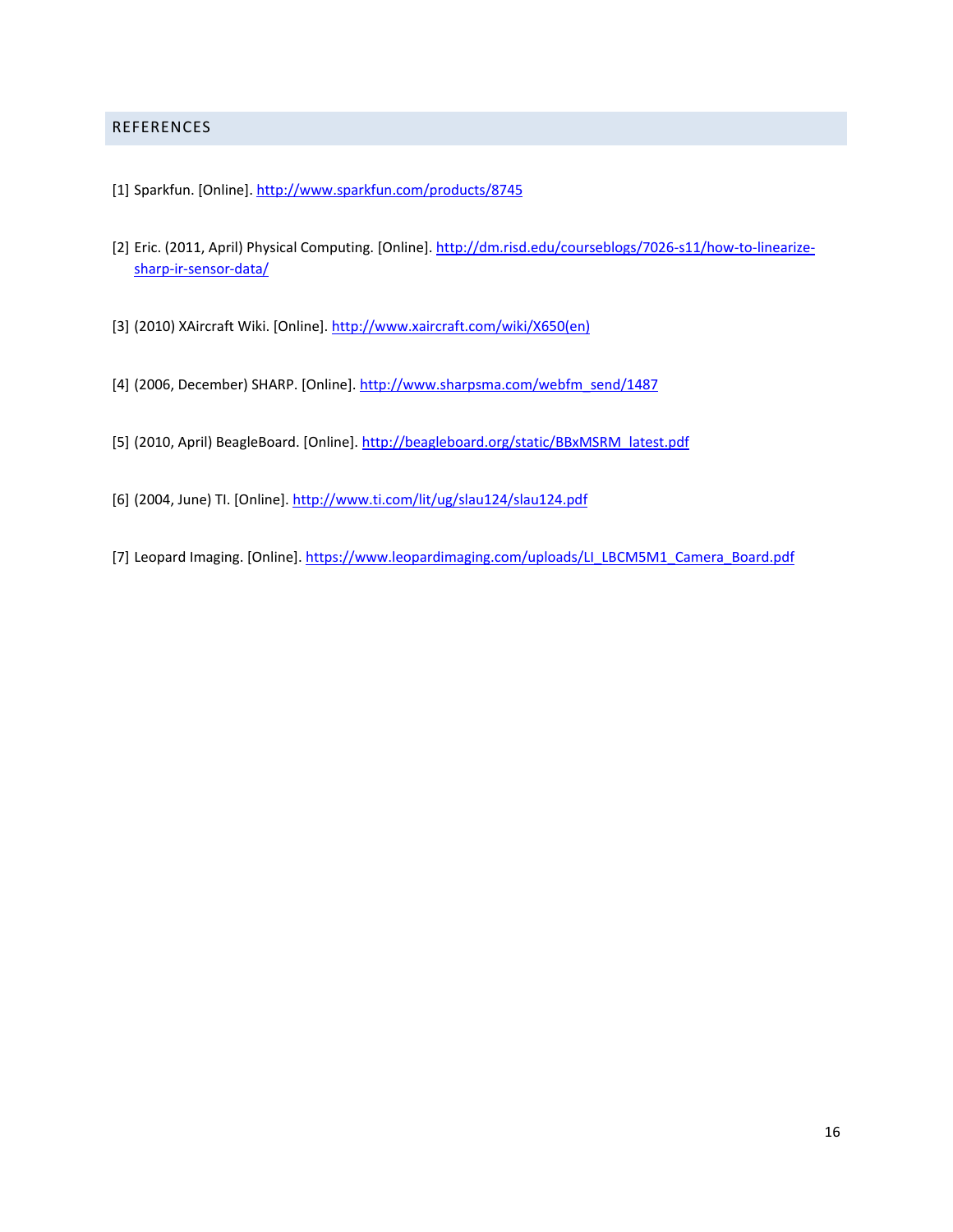## REFERENCES

[1] Sparkfun. [Online]. http://www.sparkfun.com/products/8745

[2] Eric. (2011, April) Physical Computing. [Online]. http://dm.risd.edu/courseblogs/7026-s11/how-to-linearize-sharp-ir-sensor-data/

[3] (2010) XAircraft Wiki. [Online]. http://www.xaircraft.com/wiki/X650(en)

[4] (2006, December) SHARP. [Online]. http://www.sharpsma.com/webfm_send/1487

[5] (2010, April) BeagleBoard. [Online]. http://beagleboard.org/static/BBxMSRM_latest.pdf

[6] (2004, June) TI. [Online]. http://www.ti.com/lit/ug/slau124/slau124.pdf

[7] Leopard Imaging. [Online]. https://www.leopardimaging.com/uploads/LI_LBCM5M1_Camera_Board.pdf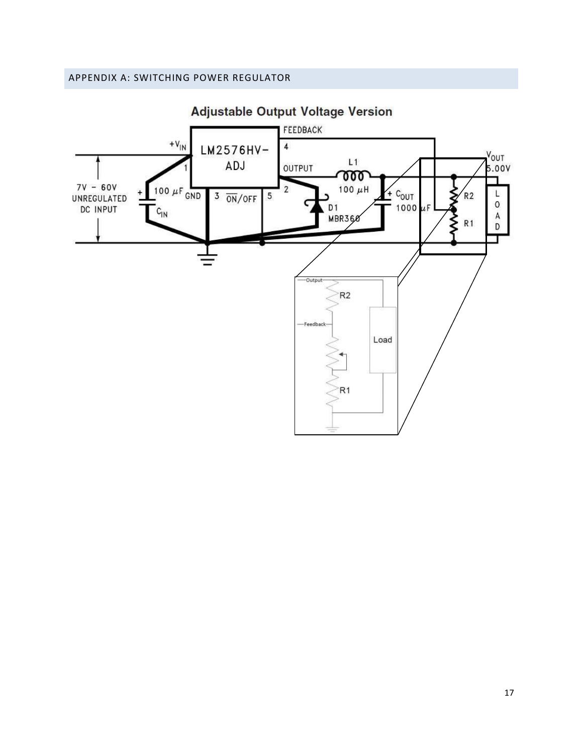## APPENDIX A: SWITCHING POWER REGULATOR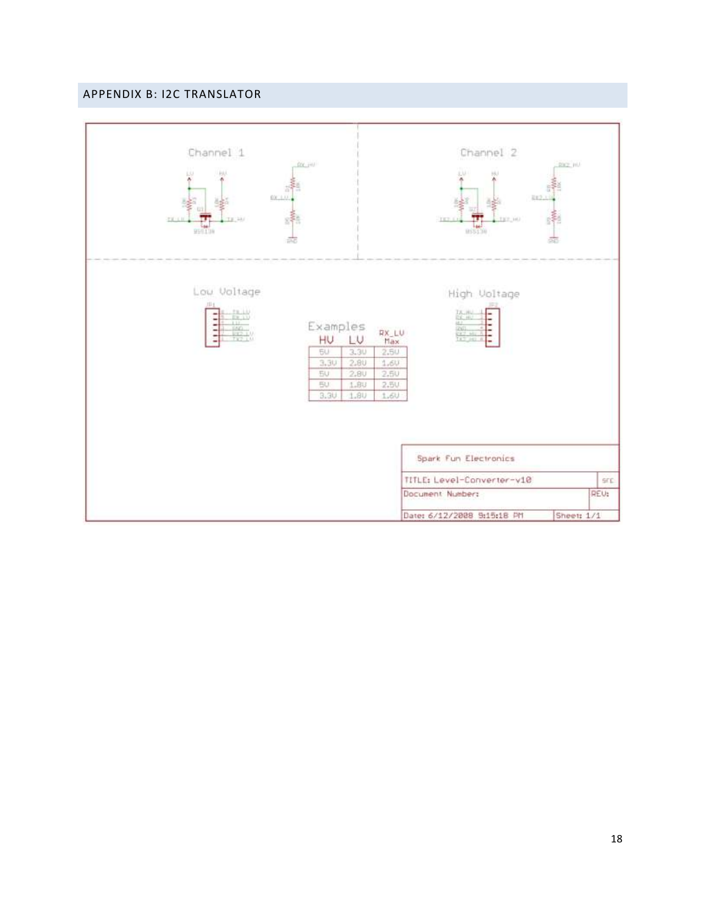## APPENDIX B: I2C TRANSLATOR

Channel 1

Channel 2

Low Voltage

High Voltage

Examples

| HV | LV | RX_LV Max |
|---|---|---|
| 5V | 3.3V | 2.5V |
| 3.3V | 2.8V | 1.6V |
| 5V | 2.8V | 2.5V |
| 5V | 1.8V | 2.5V |
| 3.3V | 1.8V | 1.6V |

Spark Fun Electronics

TITLE: Level-Converter-v10

Document Number:

REV:

Date: 6/12/2008 9:15:18 PM

Sheet: 1/1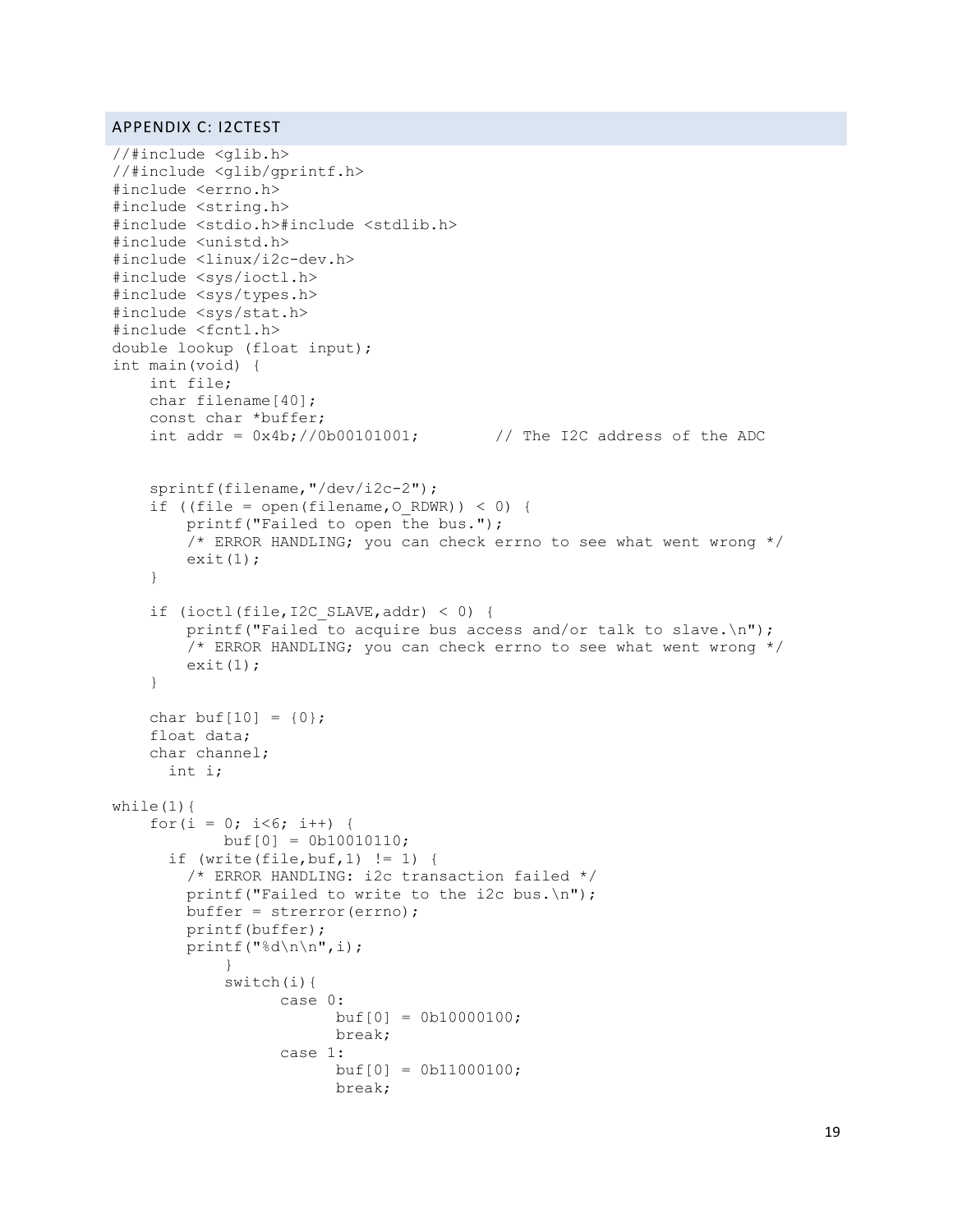## APPENDIX C: I2CTEST

```
//#include <glib.h>
//#include <glib/gprintf.h>
#include <errno.h>
#include <string.h>
#include <stdio.h>#include <stdlib.h>
#include <unistd.h>
#include <linux/i2c-dev.h>
#include <sys/ioctl.h>
#include <sys/types.h>
#include <sys/stat.h>
#include <fcntl.h>
double lookup (float input);
int main(void) {
    int file;
    char filename[40];
    const char *buffer;
    int addr = 0x4b;//0b00101001;        // The I2C address of the ADC


    sprintf(filename,"/dev/i2c-2");
    if ((file = open(filename,O_RDWR)) < 0) {
        printf("Failed to open the bus.");
        /* ERROR HANDLING; you can check errno to see what went wrong */
        exit(1);
    }

    if (ioctl(file,I2C_SLAVE,addr) < 0) {
        printf("Failed to acquire bus access and/or talk to slave.\n");
        /* ERROR HANDLING; you can check errno to see what went wrong */
        exit(1);
    }

    char buf[10] = {0};
    float data;
    char channel;
      int i;

while(1){
    for(i = 0; i<6; i++) {
            buf[0] = 0b10010110;
      if (write(file,buf,1) != 1) {
        /* ERROR HANDLING: i2c transaction failed */
        printf("Failed to write to the i2c bus.\n");
        buffer = strerror(errno);
        printf(buffer);
        printf("%d\n\n",i);
            }
            switch(i){
                  case 0:
                        buf[0] = 0b10000100;
                        break;
                  case 1:
                        buf[0] = 0b11000100;
                        break;
```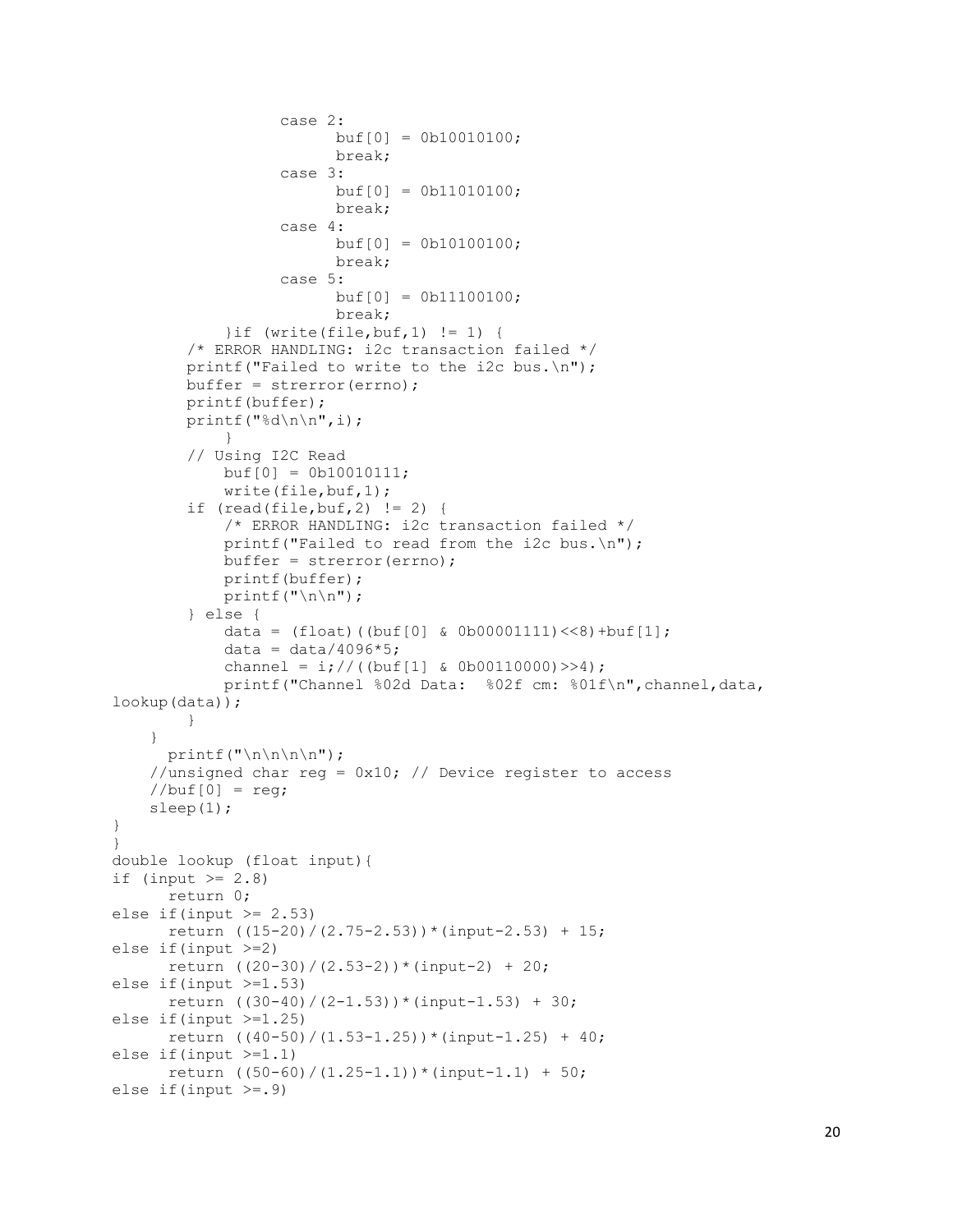```
                case 2:
                      buf[0] = 0b10010100;
                      break;
                case 3:
                      buf[0] = 0b11010100;
                      break;
                case 4:
                      buf[0] = 0b10100100;
                      break;
                case 5:
                      buf[0] = 0b11100100;
                      break;
            }if (write(file,buf,1) != 1) {
        /* ERROR HANDLING: i2c transaction failed */
        printf("Failed to write to the i2c bus.\n");
        buffer = strerror(errno);
        printf(buffer);
        printf("%d\n\n",i);
            }
        // Using I2C Read
            buf[0] = 0b10010111;
            write(file,buf,1);
        if (read(file,buf,2) != 2) {
            /* ERROR HANDLING: i2c transaction failed */
            printf("Failed to read from the i2c bus.\n");
            buffer = strerror(errno);
            printf(buffer);
            printf("\n\n");
        } else {
            data = (float)((buf[0] & 0b00001111)<<8)+buf[1];
            data = data/4096*5;
            channel = i;//((buf[1] & 0b00110000)>>4);
            printf("Channel %02d Data:  %02f cm: %01f\n",channel,data,
lookup(data));
        }
    }
      printf("\n\n\n\n");
    //unsigned char reg = 0x10; // Device register to access
    //buf[0] = reg;
    sleep(1);
}
}
double lookup (float input){
if (input >= 2.8)
      return 0;
else if(input >= 2.53)
      return ((15-20)/(2.75-2.53))*(input-2.53) + 15;
else if(input >=2)
      return ((20-30)/(2.53-2))*(input-2) + 20;
else if(input >=1.53)
      return ((30-40)/(2-1.53))*(input-1.53) + 30;
else if(input >=1.25)
      return ((40-50)/(1.53-1.25))*(input-1.25) + 40;
else if(input >=1.1)
      return ((50-60)/(1.25-1.1))*(input-1.1) + 50;
else if(input >=.9)
```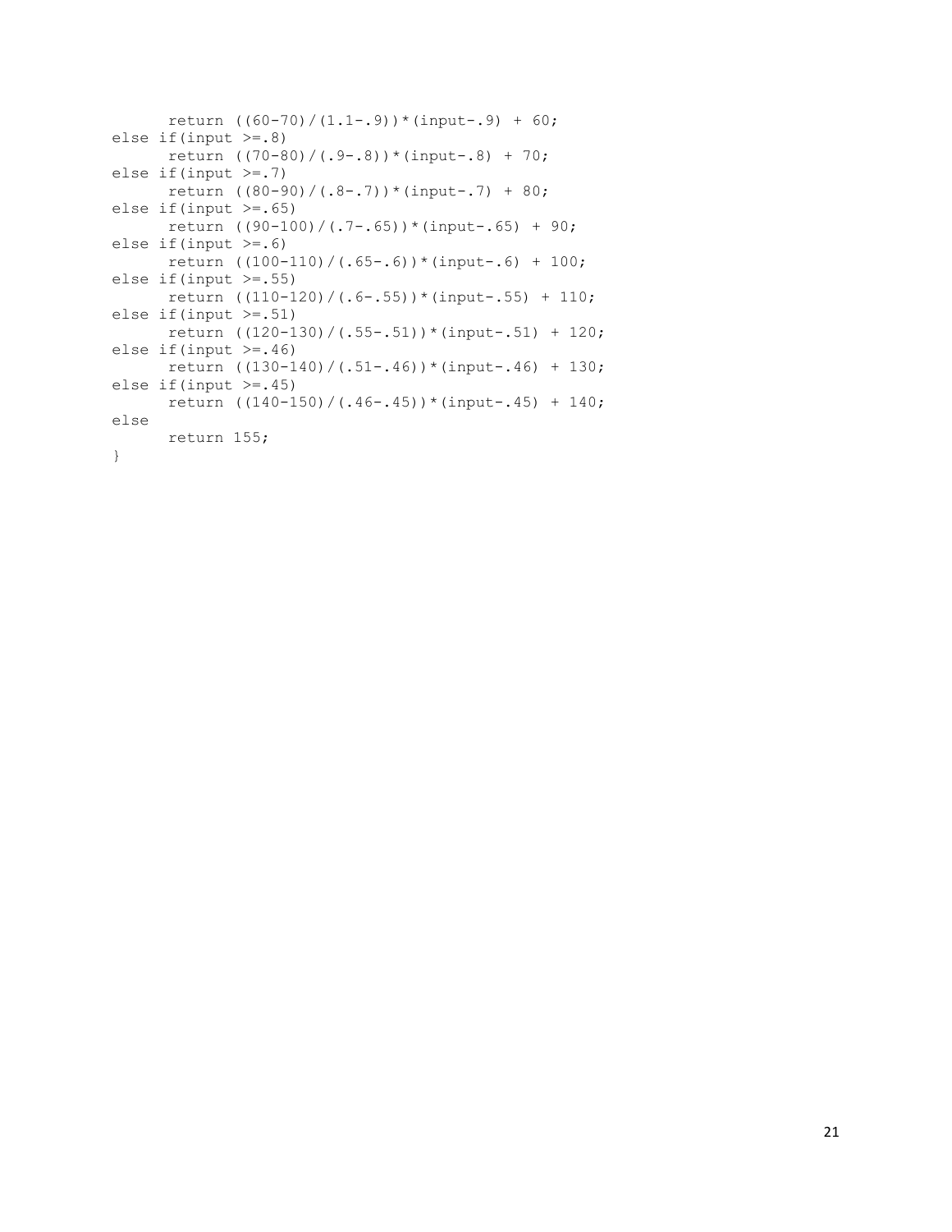```
      return ((60-70)/(1.1-.9))*(input-.9) + 60;
else if(input >=.8)
      return ((70-80)/(.9-.8))*(input-.8) + 70;
else if(input >=.7)
      return ((80-90)/(.8-.7))*(input-.7) + 80;
else if(input >=.65)
      return ((90-100)/(.7-.65))*(input-.65) + 90;
else if(input >=.6)
      return ((100-110)/(.65-.6))*(input-.6) + 100;
else if(input >=.55)
      return ((110-120)/(.6-.55))*(input-.55) + 110;
else if(input >=.51)
      return ((120-130)/(.55-.51))*(input-.51) + 120;
else if(input >=.46)
      return ((130-140)/(.51-.46))*(input-.46) + 130;
else if(input >=.45)
      return ((140-150)/(.46-.45))*(input-.45) + 140;
else
      return 155;
}
```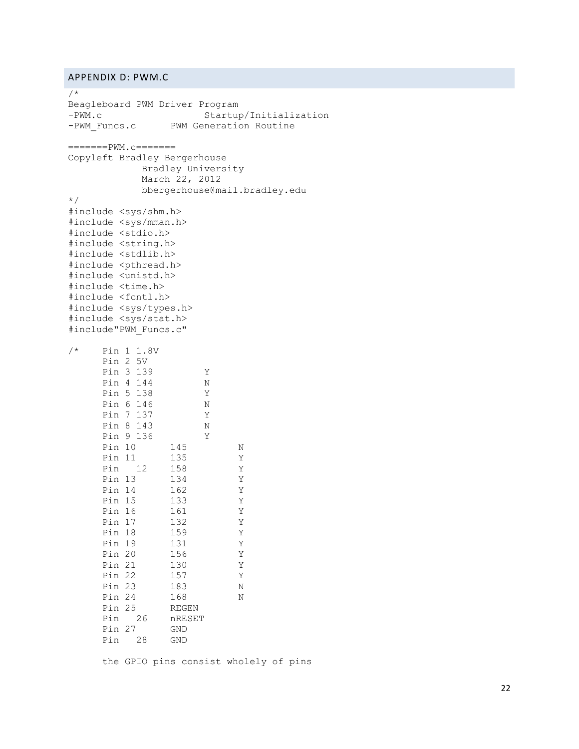## APPENDIX D: PWM.C

```
/*
Beagleboard PWM Driver Program
-PWM.c                  Startup/Initialization
-PWM_Funcs.c      PWM Generation Routine

=======PWM.c=======
Copyleft Bradley Bergerhouse
             Bradley University
             March 22, 2012
             bbergerhouse@mail.bradley.edu
*/
#include <sys/shm.h>
#include <sys/mman.h>
#include <stdio.h>
#include <string.h>
#include <stdlib.h>
#include <pthread.h>
#include <unistd.h>
#include <time.h>
#include <fcntl.h>
#include <sys/types.h>
#include <sys/stat.h>
#include"PWM_Funcs.c"

/*    Pin 1 1.8V
      Pin 2 5V
      Pin 3 139         Y
      Pin 4 144         N
      Pin 5 138         Y
      Pin 6 146         N
      Pin 7 137         Y
      Pin 8 143         N
      Pin 9 136         Y
      Pin 10      145         N
      Pin 11      135         Y
      Pin   12    158         Y
      Pin 13      134         Y
      Pin 14      162         Y
      Pin 15      133         Y
      Pin 16      161         Y
      Pin 17      132         Y
      Pin 18      159         Y
      Pin 19      131         Y
      Pin 20      156         Y
      Pin 21      130         Y
      Pin 22      157         Y
      Pin 23      183         N
      Pin 24      168         N
      Pin 25      REGEN
      Pin   26    nRESET
      Pin 27      GND
      Pin   28    GND

      the GPIO pins consist wholely of pins
```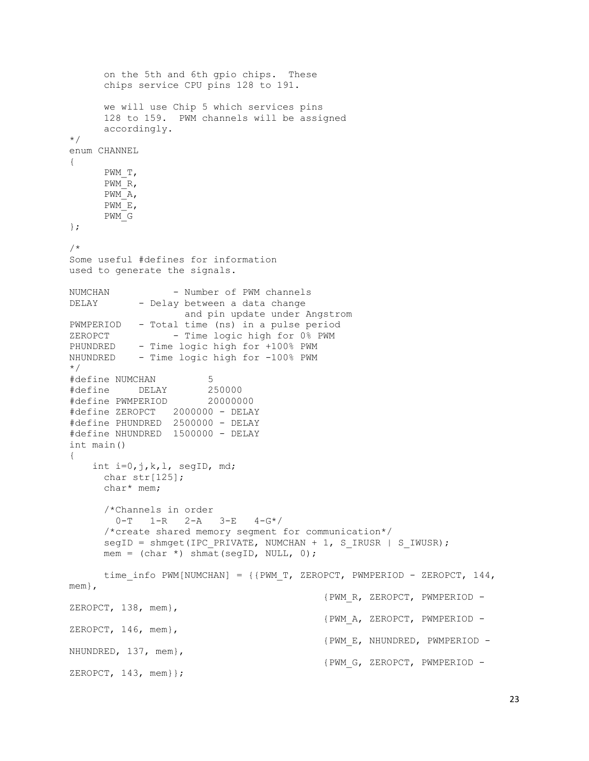```
      on the 5th and 6th gpio chips.  These
      chips service CPU pins 128 to 191.

      we will use Chip 5 which services pins
      128 to 159.  PWM channels will be assigned
      accordingly.
*/
enum CHANNEL
{
      PWM_T,
      PWM_R,
      PWM_A,
      PWM_E,
      PWM_G
};

/*
Some useful #defines for information
used to generate the signals.

NUMCHAN           - Number of PWM channels
DELAY       - Delay between a data change
                  and pin update under Angstrom
PWMPERIOD   - Total time (ns) in a pulse period
ZEROPCT           - Time logic high for 0% PWM
PHUNDRED    - Time logic high for +100% PWM
NHUNDRED    - Time logic high for -100% PWM
*/
#define NUMCHAN         5
#define     DELAY       250000
#define PWMPERIOD       20000000
#define ZEROPCT   2000000 - DELAY
#define PHUNDRED  2500000 - DELAY
#define NHUNDRED  1500000 - DELAY
int main()
{
    int i=0,j,k,l, segID, md;
      char str[125];
      char* mem;

      /*Channels in order
        0-T   1-R   2-A   3-E   4-G*/
      /*create shared memory segment for communication*/
      segID = shmget(IPC_PRIVATE, NUMCHAN + 1, S_IRUSR | S_IWUSR);
      mem = (char *) shmat(segID, NULL, 0);

      time_info PWM[NUMCHAN] = {{PWM_T, ZEROPCT, PWMPERIOD - ZEROPCT, 144,
mem},
                                          {PWM_R, ZEROPCT, PWMPERIOD -
ZEROPCT, 138, mem},
                                          {PWM_A, ZEROPCT, PWMPERIOD -
ZEROPCT, 146, mem},
                                          {PWM_E, NHUNDRED, PWMPERIOD -
NHUNDRED, 137, mem},
                                          {PWM_G, ZEROPCT, PWMPERIOD -
ZEROPCT, 143, mem}};
```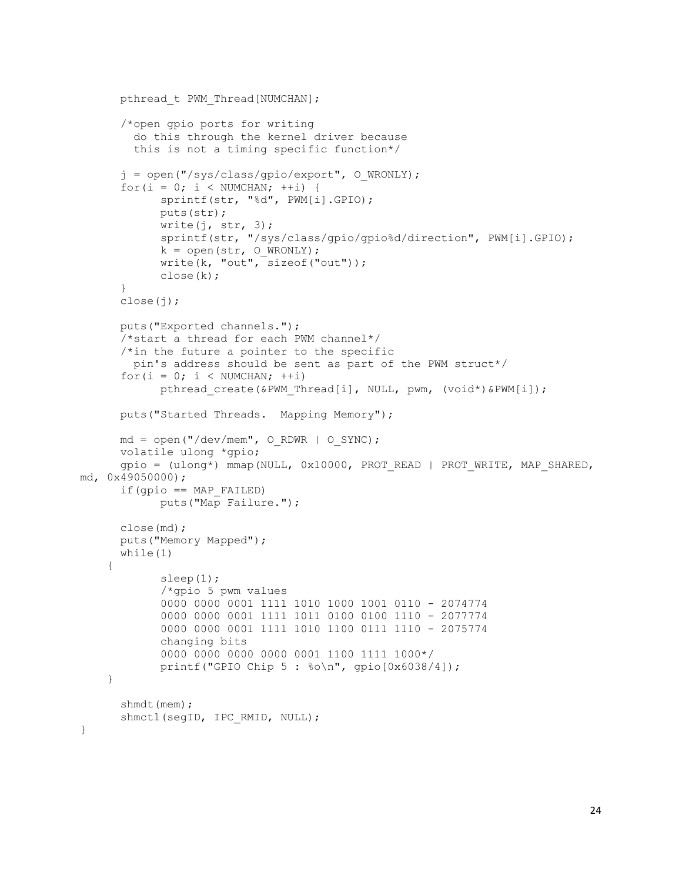```
	pthread_t PWM_Thread[NUMCHAN];

	/*open gpio ports for writing
	  do this through the kernel driver because
	  this is not a timing specific function*/

	j = open("/sys/class/gpio/export", O_WRONLY);
	for(i = 0; i < NUMCHAN; ++i) {
		sprintf(str, "%d", PWM[i].GPIO);
		puts(str);
		write(j, str, 3);
		sprintf(str, "/sys/class/gpio/gpio%d/direction", PWM[i].GPIO);
		k = open(str, O_WRONLY);
		write(k, "out", sizeof("out"));
		close(k);
	}
	close(j);

	puts("Exported channels.");
	/*start a thread for each PWM channel*/
	/*in the future a pointer to the specific
	  pin's address should be sent as part of the PWM struct*/
	for(i = 0; i < NUMCHAN; ++i)
		pthread_create(&PWM_Thread[i], NULL, pwm, (void*)&PWM[i]);

	puts("Started Threads.  Mapping Memory");

	md = open("/dev/mem", O_RDWR | O_SYNC);
	volatile ulong *gpio;
	gpio = (ulong*) mmap(NULL, 0x10000, PROT_READ | PROT_WRITE, MAP_SHARED,
md, 0x49050000);
	if(gpio == MAP_FAILED)
		puts("Map Failure.");

	close(md);
	puts("Memory Mapped");
	while(1)
    {
		sleep(1);
		/*gpio 5 pwm values
		0000 0000 0001 1111 1010 1000 1001 0110 - 2074774
		0000 0000 0001 1111 1011 0100 0100 1110 - 2077774
		0000 0000 0001 1111 1010 1100 0111 1110 - 2075774
		changing bits
		0000 0000 0000 0000 0001 1100 1111 1000*/
		printf("GPIO Chip 5 : %o\n", gpio[0x6038/4]);
    }

	shmdt(mem);
	shmctl(segID, IPC_RMID, NULL);
}
```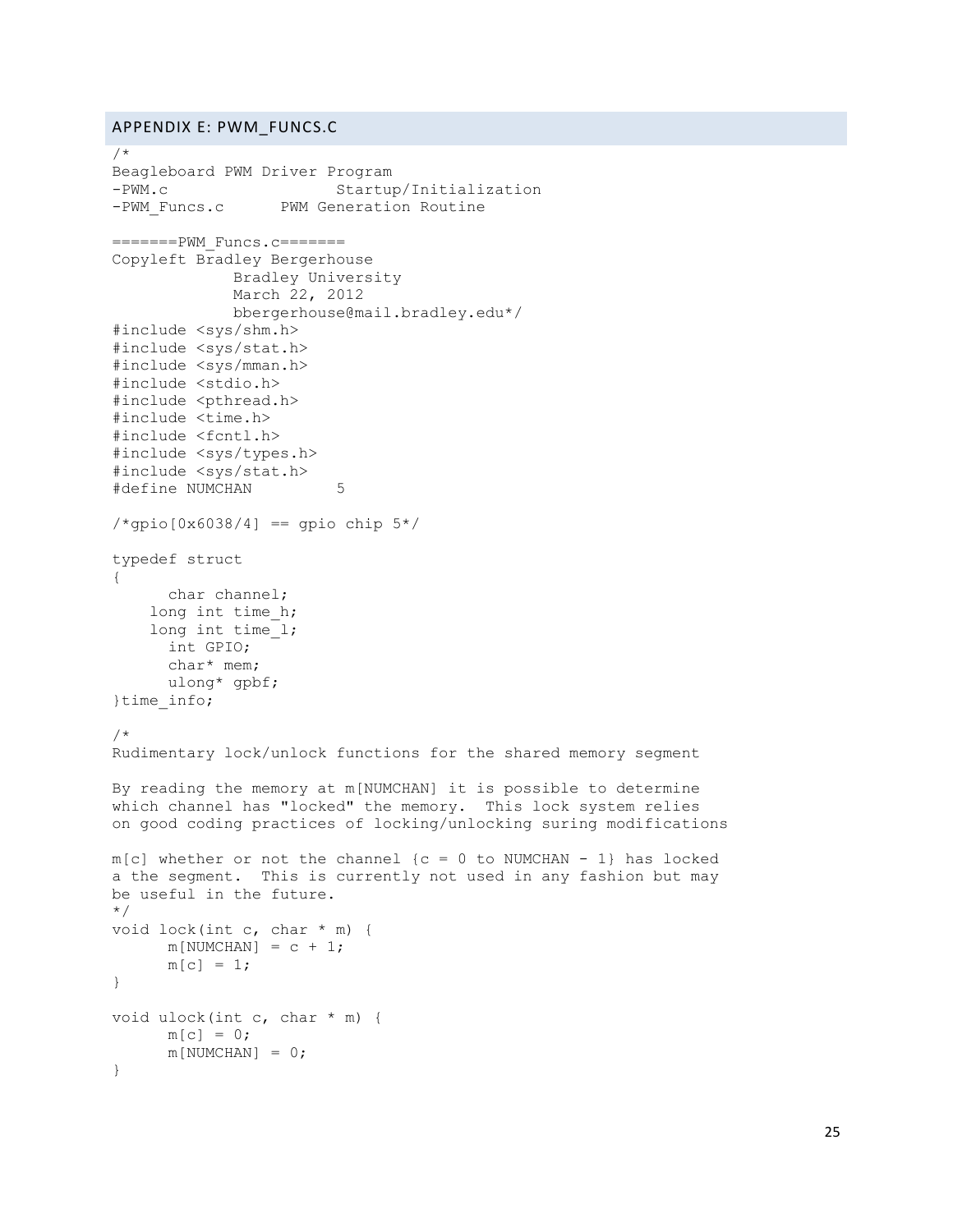## APPENDIX E: PWM_FUNCS.C

```
/*
Beagleboard PWM Driver Program
-PWM.c                  Startup/Initialization
-PWM_Funcs.c      PWM Generation Routine

=======PWM_Funcs.c=======
Copyleft Bradley Bergerhouse
             Bradley University
             March 22, 2012
             bbergerhouse@mail.bradley.edu*/
#include <sys/shm.h>
#include <sys/stat.h>
#include <sys/mman.h>
#include <stdio.h>
#include <pthread.h>
#include <time.h>
#include <fcntl.h>
#include <sys/types.h>
#include <sys/stat.h>
#define NUMCHAN         5

/*gpio[0x6038/4] == gpio chip 5*/

typedef struct
{
      char channel;
    long int time_h;
    long int time_l;
      int GPIO;
      char* mem;
      ulong* gpbf;
}time_info;

/*
Rudimentary lock/unlock functions for the shared memory segment

By reading the memory at m[NUMCHAN] it is possible to determine
which channel has "locked" the memory.  This lock system relies
on good coding practices of locking/unlocking suring modifications

m[c] whether or not the channel {c = 0 to NUMCHAN - 1} has locked
a the segment.  This is currently not used in any fashion but may
be useful in the future.
*/
void lock(int c, char * m) {
      m[NUMCHAN] = c + 1;
      m[c] = 1;
}

void ulock(int c, char * m) {
      m[c] = 0;
      m[NUMCHAN] = 0;
}
```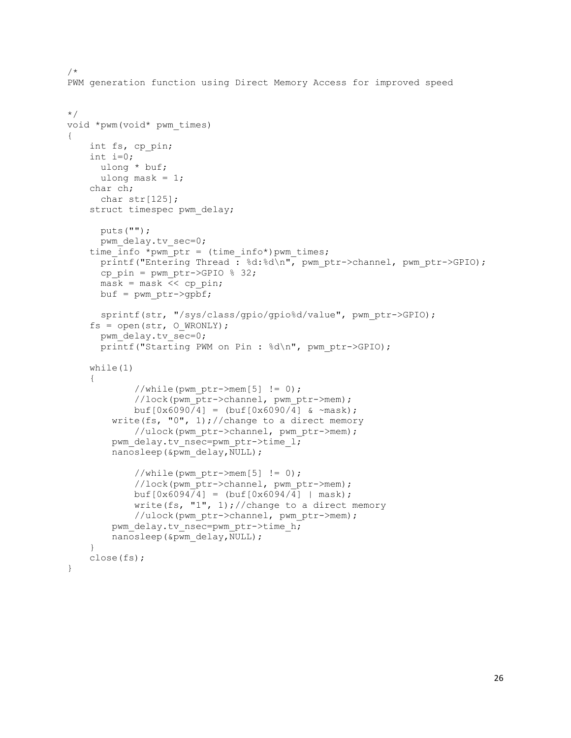```
/*
PWM generation function using Direct Memory Access for improved speed


*/
void *pwm(void* pwm_times)
{
    int fs, cp_pin;
    int i=0;
      ulong * buf;
      ulong mask = 1;
    char ch;
      char str[125];
    struct timespec pwm_delay;

      puts("");
      pwm_delay.tv_sec=0;
    time_info *pwm_ptr = (time_info*)pwm_times;
      printf("Entering Thread : %d:%d\n", pwm_ptr->channel, pwm_ptr->GPIO);
      cp_pin = pwm_ptr->GPIO % 32;
      mask = mask << cp_pin;
      buf = pwm_ptr->gpbf;

      sprintf(str, "/sys/class/gpio/gpio%d/value", pwm_ptr->GPIO);
    fs = open(str, O_WRONLY);
      pwm_delay.tv_sec=0;
      printf("Starting PWM on Pin : %d\n", pwm_ptr->GPIO);

    while(1)
    {
            //while(pwm_ptr->mem[5] != 0);
            //lock(pwm_ptr->channel, pwm_ptr->mem);
            buf[0x6090/4] = (buf[0x6090/4] & ~mask);
        write(fs, "0", 1);//change to a direct memory
            //ulock(pwm_ptr->channel, pwm_ptr->mem);
        pwm_delay.tv_nsec=pwm_ptr->time_l;
        nanosleep(&pwm_delay,NULL);

            //while(pwm_ptr->mem[5] != 0);
            //lock(pwm_ptr->channel, pwm_ptr->mem);
            buf[0x6094/4] = (buf[0x6094/4] | mask);
            write(fs, "1", 1);//change to a direct memory
            //ulock(pwm_ptr->channel, pwm_ptr->mem);
        pwm_delay.tv_nsec=pwm_ptr->time_h;
        nanosleep(&pwm_delay,NULL);
    }
    close(fs);
}
```